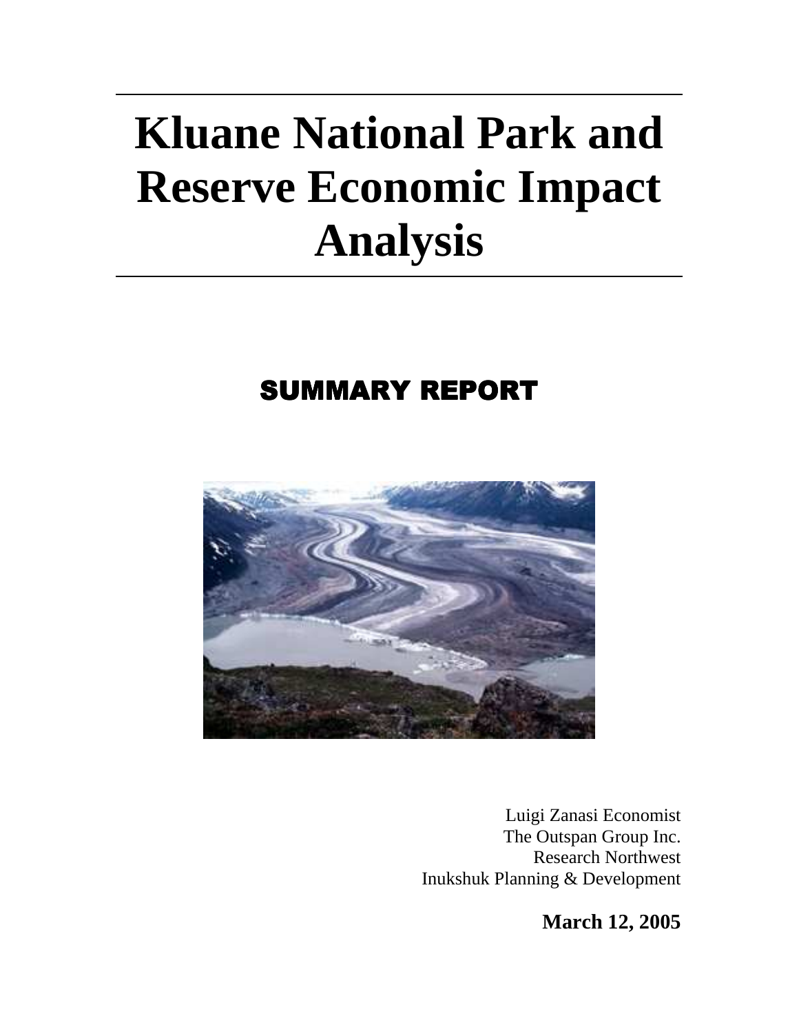# Kluane National Park and Reserve Economic Impact Analysis

## SUMMARY REPORT

Luigi Zanasi Economist
The Outspan Group Inc.
Research Northwest
Inukshuk Planning & Development

**March 12, 2005**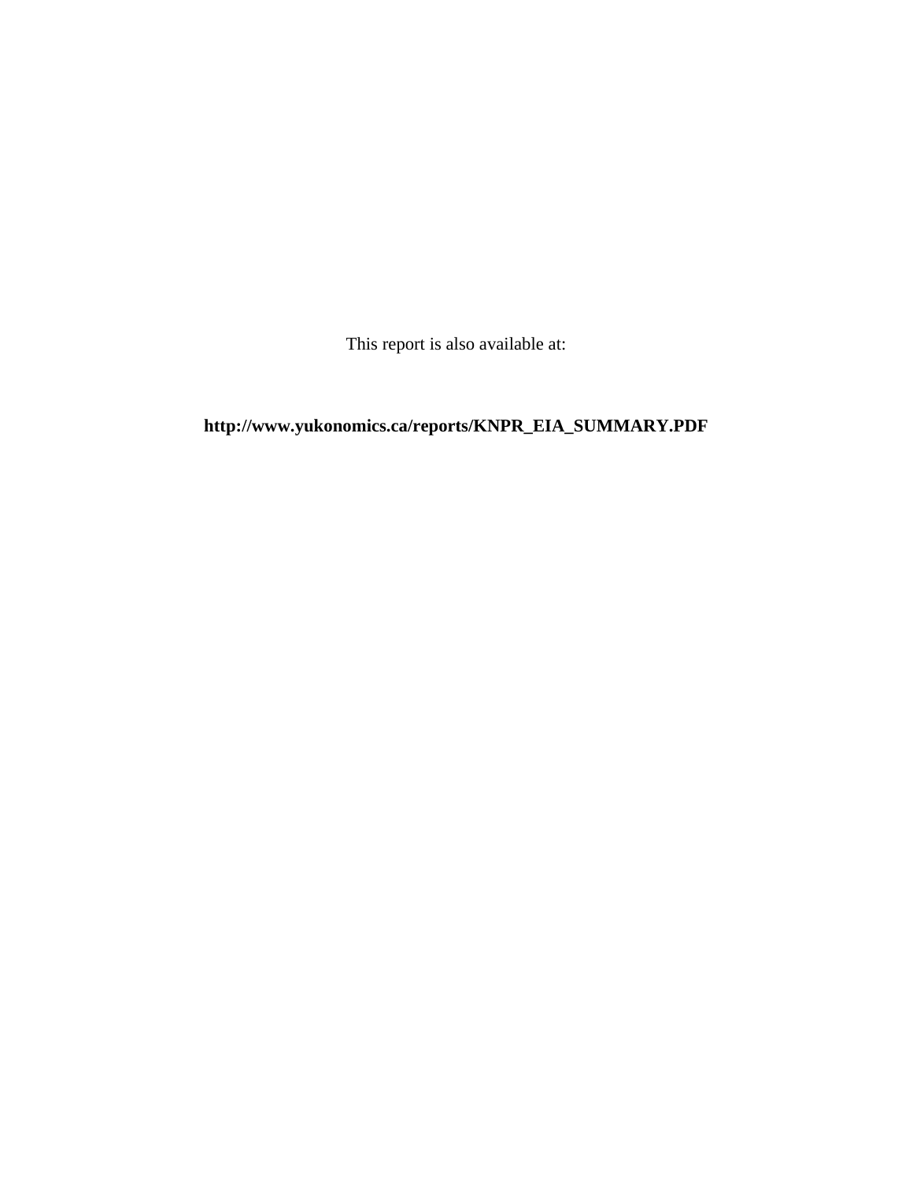This report is also available at:

**http://www.yukonomics.ca/reports/KNPR_EIA_SUMMARY.PDF**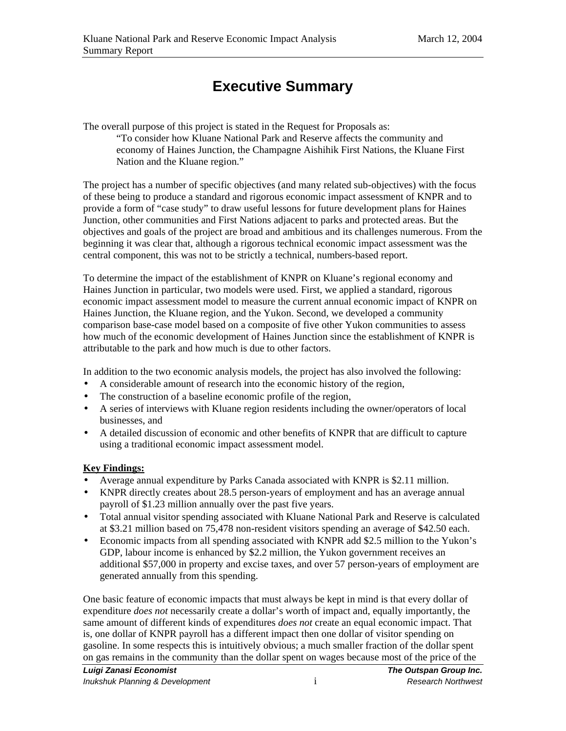# Executive Summary

The overall purpose of this project is stated in the Request for Proposals as:

> "To consider how Kluane National Park and Reserve affects the community and economy of Haines Junction, the Champagne Aishihik First Nations, the Kluane First Nation and the Kluane region."

The project has a number of specific objectives (and many related sub-objectives) with the focus of these being to produce a standard and rigorous economic impact assessment of KNPR and to provide a form of "case study" to draw useful lessons for future development plans for Haines Junction, other communities and First Nations adjacent to parks and protected areas. But the objectives and goals of the project are broad and ambitious and its challenges numerous. From the beginning it was clear that, although a rigorous technical economic impact assessment was the central component, this was not to be strictly a technical, numbers-based report.

To determine the impact of the establishment of KNPR on Kluane's regional economy and Haines Junction in particular, two models were used. First, we applied a standard, rigorous economic impact assessment model to measure the current annual economic impact of KNPR on Haines Junction, the Kluane region, and the Yukon. Second, we developed a community comparison base-case model based on a composite of five other Yukon communities to assess how much of the economic development of Haines Junction since the establishment of KNPR is attributable to the park and how much is due to other factors.

In addition to the two economic analysis models, the project has also involved the following:

- A considerable amount of research into the economic history of the region,
- The construction of a baseline economic profile of the region,
- A series of interviews with Kluane region residents including the owner/operators of local businesses, and
- A detailed discussion of economic and other benefits of KNPR that are difficult to capture using a traditional economic impact assessment model.

**Key Findings:**

- Average annual expenditure by Parks Canada associated with KNPR is $2.11 million.
- KNPR directly creates about 28.5 person-years of employment and has an average annual payroll of $1.23 million annually over the past five years.
- Total annual visitor spending associated with Kluane National Park and Reserve is calculated at $3.21 million based on 75,478 non-resident visitors spending an average of $42.50 each.
- Economic impacts from all spending associated with KNPR add $2.5 million to the Yukon's GDP, labour income is enhanced by $2.2 million, the Yukon government receives an additional $57,000 in property and excise taxes, and over 57 person-years of employment are generated annually from this spending.

One basic feature of economic impacts that must always be kept in mind is that every dollar of expenditure *does not* necessarily create a dollar's worth of impact and, equally importantly, the same amount of different kinds of expenditures *does not* create an equal economic impact. That is, one dollar of KNPR payroll has a different impact then one dollar of visitor spending on gasoline. In some respects this is intuitively obvious; a much smaller fraction of the dollar spent on gas remains in the community than the dollar spent on wages because most of the price of the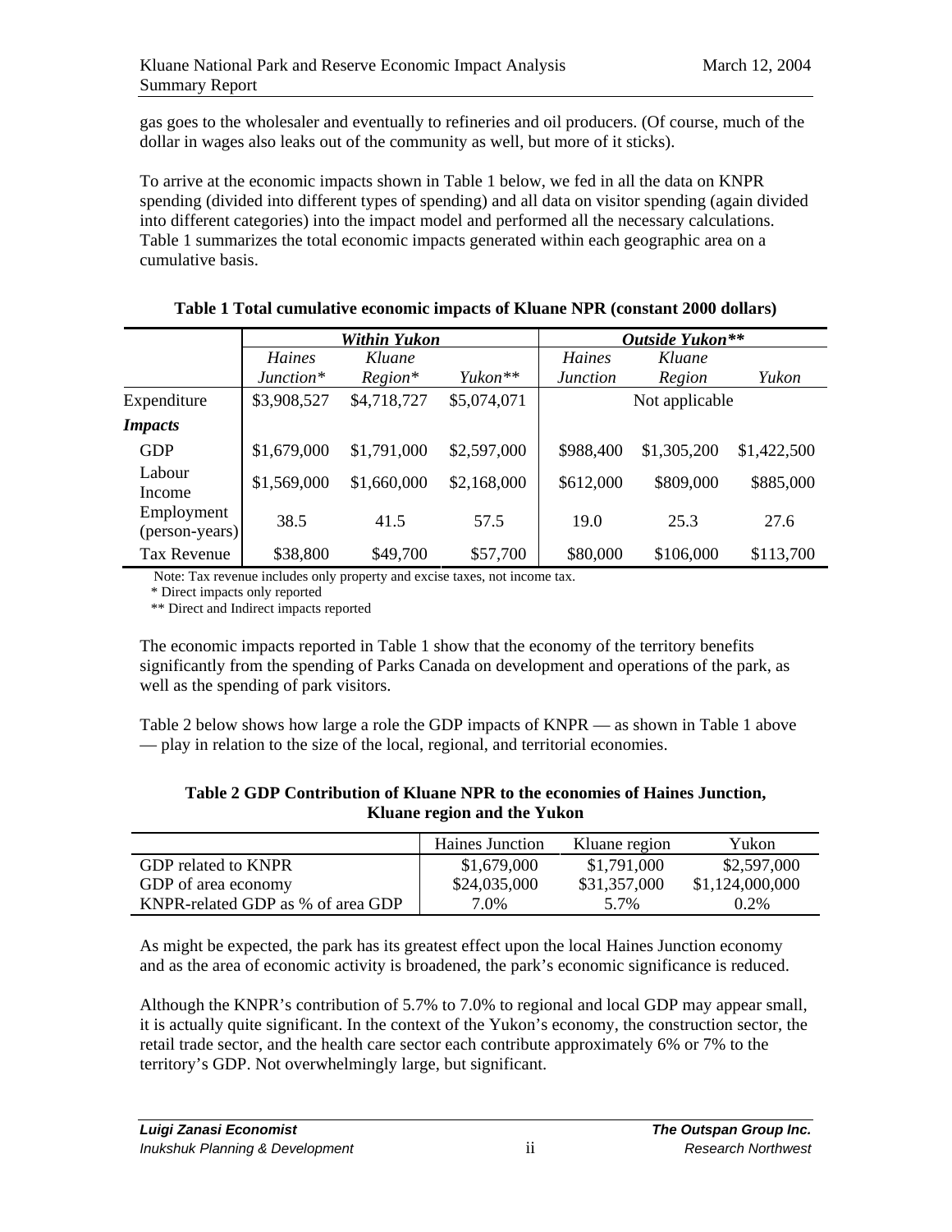gas goes to the wholesaler and eventually to refineries and oil producers. (Of course, much of the dollar in wages also leaks out of the community as well, but more of it sticks).

To arrive at the economic impacts shown in Table 1 below, we fed in all the data on KNPR spending (divided into different types of spending) and all data on visitor spending (again divided into different categories) into the impact model and performed all the necessary calculations. Table 1 summarizes the total economic impacts generated within each geographic area on a cumulative basis.

**Table 1 Total cumulative economic impacts of Kluane NPR (constant 2000 dollars)**

| | ***Within Yukon*** | | | ***Outside Yukon\*\**** | | |
|---|---|---|---|---|---|---|
| | *Haines Junction\** | *Kluane Region\** | *Yukon\*\** | *Haines Junction* | *Kluane Region* | *Yukon* |
| Expenditure | $3,908,527 | $4,718,727 | $5,074,071 | Not applicable | | |
| ***Impacts*** | | | | | | |
| GDP | $1,679,000 | $1,791,000 | $2,597,000 | $988,400 | $1,305,200 | $1,422,500 |
| Labour Income | $1,569,000 | $1,660,000 | $2,168,000 | $612,000 | $809,000 | $885,000 |
| Employment (person-years) | 38.5 | 41.5 | 57.5 | 19.0 | 25.3 | 27.6 |
| Tax Revenue | $38,800 | $49,700 | $57,700 | $80,000 | $106,000 | $113,700 |

Note: Tax revenue includes only property and excise taxes, not income tax.
\* Direct impacts only reported
\*\* Direct and Indirect impacts reported

The economic impacts reported in Table 1 show that the economy of the territory benefits significantly from the spending of Parks Canada on development and operations of the park, as well as the spending of park visitors.

Table 2 below shows how large a role the GDP impacts of KNPR — as shown in Table 1 above — play in relation to the size of the local, regional, and territorial economies.

**Table 2 GDP Contribution of Kluane NPR to the economies of Haines Junction, Kluane region and the Yukon**

| | Haines Junction | Kluane region | Yukon |
|---|---|---|---|
| GDP related to KNPR | $1,679,000 | $1,791,000 | $2,597,000 |
| GDP of area economy | $24,035,000 | $31,357,000 | $1,124,000,000 |
| KNPR-related GDP as % of area GDP | 7.0% | 5.7% | 0.2% |

As might be expected, the park has its greatest effect upon the local Haines Junction economy and as the area of economic activity is broadened, the park's economic significance is reduced.

Although the KNPR's contribution of 5.7% to 7.0% to regional and local GDP may appear small, it is actually quite significant. In the context of the Yukon's economy, the construction sector, the retail trade sector, and the health care sector each contribute approximately 6% or 7% to the territory's GDP. Not overwhelmingly large, but significant.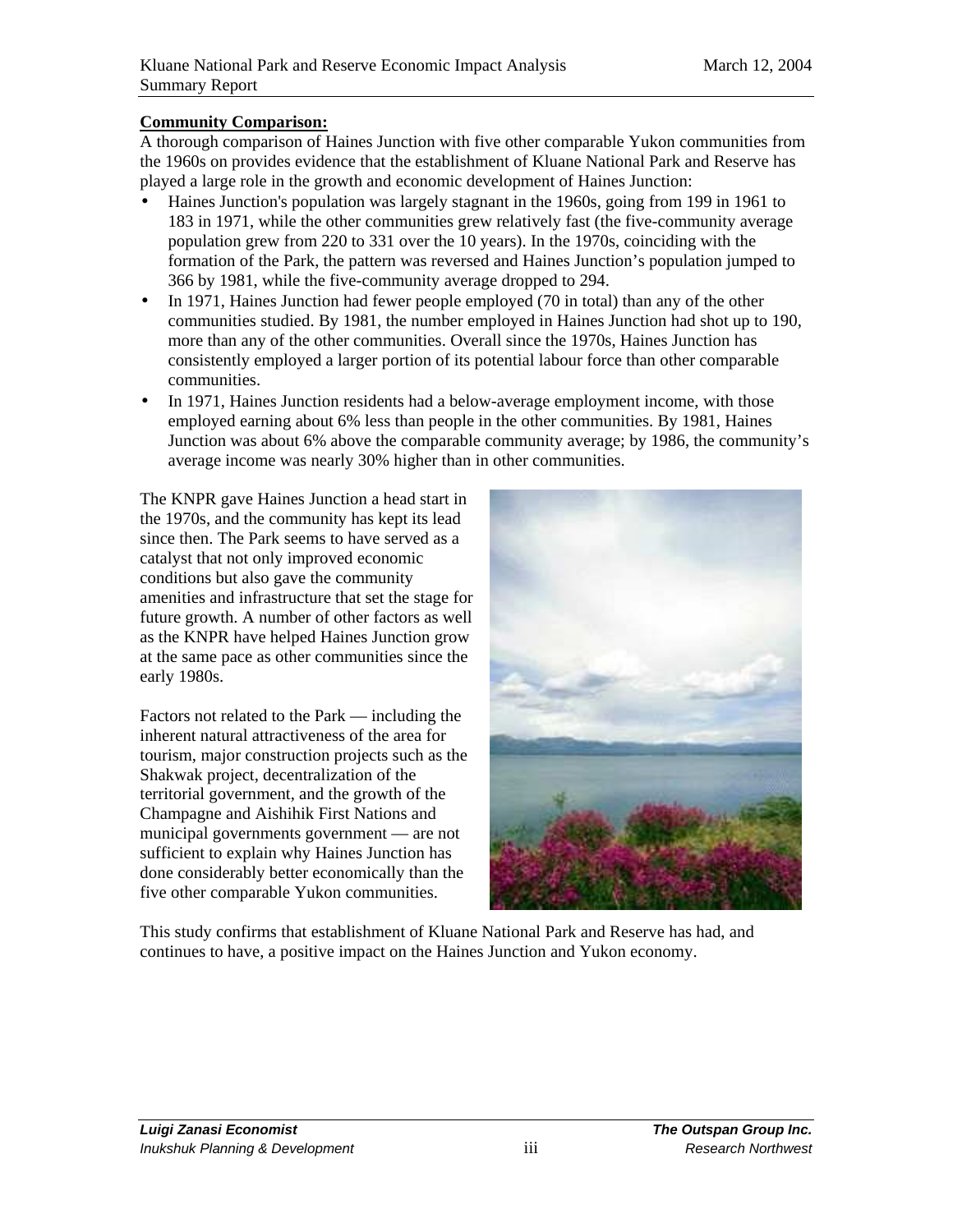**Community Comparison:**

A thorough comparison of Haines Junction with five other comparable Yukon communities from the 1960s on provides evidence that the establishment of Kluane National Park and Reserve has played a large role in the growth and economic development of Haines Junction:

- Haines Junction's population was largely stagnant in the 1960s, going from 199 in 1961 to 183 in 1971, while the other communities grew relatively fast (the five-community average population grew from 220 to 331 over the 10 years). In the 1970s, coinciding with the formation of the Park, the pattern was reversed and Haines Junction's population jumped to 366 by 1981, while the five-community average dropped to 294.
- In 1971, Haines Junction had fewer people employed (70 in total) than any of the other communities studied. By 1981, the number employed in Haines Junction had shot up to 190, more than any of the other communities. Overall since the 1970s, Haines Junction has consistently employed a larger portion of its potential labour force than other comparable communities.
- In 1971, Haines Junction residents had a below-average employment income, with those employed earning about 6% less than people in the other communities. By 1981, Haines Junction was about 6% above the comparable community average; by 1986, the community's average income was nearly 30% higher than in other communities.

The KNPR gave Haines Junction a head start in the 1970s, and the community has kept its lead since then. The Park seems to have served as a catalyst that not only improved economic conditions but also gave the community amenities and infrastructure that set the stage for future growth. A number of other factors as well as the KNPR have helped Haines Junction grow at the same pace as other communities since the early 1980s.

Factors not related to the Park — including the inherent natural attractiveness of the area for tourism, major construction projects such as the Shakwak project, decentralization of the territorial government, and the growth of the Champagne and Aishihik First Nations and municipal governments government — are not sufficient to explain why Haines Junction has done considerably better economically than the five other comparable Yukon communities.

This study confirms that establishment of Kluane National Park and Reserve has had, and continues to have, a positive impact on the Haines Junction and Yukon economy.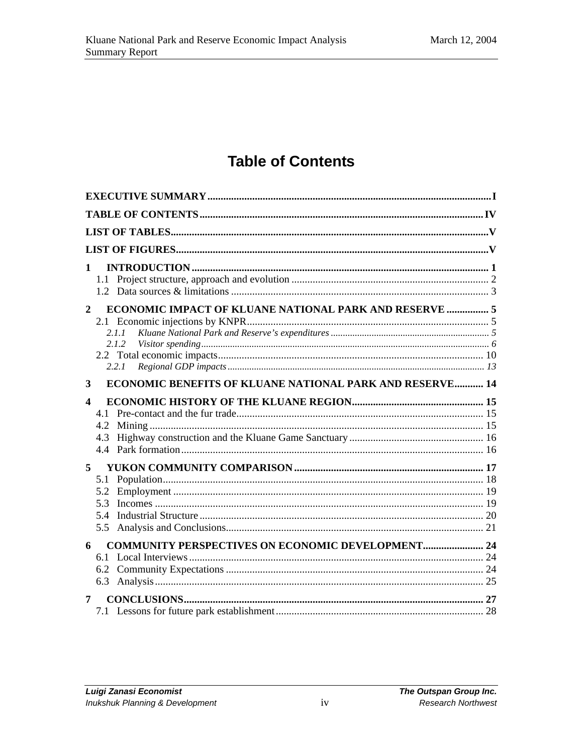# Table of Contents

**EXECUTIVE SUMMARY** ........ I

**TABLE OF CONTENTS** ........ IV

**LIST OF TABLES** ........ V

**LIST OF FIGURES** ........ V

**1 INTRODUCTION** ........ 1
- 1.1 Project structure, approach and evolution ........ 2
- 1.2 Data sources & limitations ........ 3

**2 ECONOMIC IMPACT OF KLUANE NATIONAL PARK AND RESERVE** ........ 5
- 2.1 Economic injections by KNPR ........ 5
  - *2.1.1 Kluane National Park and Reserve's expenditures* ........ *5*
  - *2.1.2 Visitor spending* ........ *6*
- 2.2 Total economic impacts ........ 10
  - *2.2.1 Regional GDP impacts* ........ *13*

**3 ECONOMIC BENEFITS OF KLUANE NATIONAL PARK AND RESERVE** ........ 14

**4 ECONOMIC HISTORY OF THE KLUANE REGION** ........ 15
- 4.1 Pre-contact and the fur trade ........ 15
- 4.2 Mining ........ 15
- 4.3 Highway construction and the Kluane Game Sanctuary ........ 16
- 4.4 Park formation ........ 16

**5 YUKON COMMUNITY COMPARISON** ........ 17
- 5.1 Population ........ 18
- 5.2 Employment ........ 19
- 5.3 Incomes ........ 19
- 5.4 Industrial Structure ........ 20
- 5.5 Analysis and Conclusions ........ 21

**6 COMMUNITY PERSPECTIVES ON ECONOMIC DEVELOPMENT** ........ 24
- 6.1 Local Interviews ........ 24
- 6.2 Community Expectations ........ 24
- 6.3 Analysis ........ 25

**7 CONCLUSIONS** ........ 27
- 7.1 Lessons for future park establishment ........ 28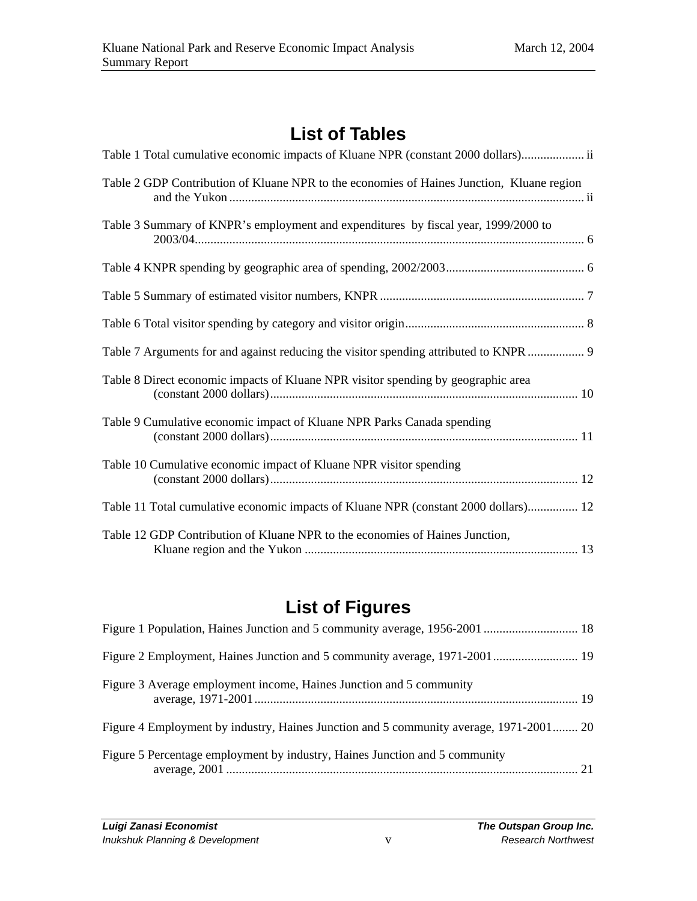# List of Tables

Table 1 Total cumulative economic impacts of Kluane NPR (constant 2000 dollars).................... ii

Table 2 GDP Contribution of Kluane NPR to the economies of Haines Junction, Kluane region and the Yukon ................................................................................................................ ii

Table 3 Summary of KNPR's employment and expenditures by fiscal year, 1999/2000 to 2003/04.......................................................................................................................... 6

Table 4 KNPR spending by geographic area of spending, 2002/2003............................................ 6

Table 5 Summary of estimated visitor numbers, KNPR ................................................................. 7

Table 6 Total visitor spending by category and visitor origin......................................................... 8

Table 7 Arguments for and against reducing the visitor spending attributed to KNPR .................. 9

Table 8 Direct economic impacts of Kluane NPR visitor spending by geographic area (constant 2000 dollars)................................................................................................. 10

Table 9 Cumulative economic impact of Kluane NPR Parks Canada spending (constant 2000 dollars)................................................................................................. 11

Table 10 Cumulative economic impact of Kluane NPR visitor spending (constant 2000 dollars)................................................................................................. 12

Table 11 Total cumulative economic impacts of Kluane NPR (constant 2000 dollars)................ 12

Table 12 GDP Contribution of Kluane NPR to the economies of Haines Junction, Kluane region and the Yukon ...................................................................................... 13

# List of Figures

Figure 1 Population, Haines Junction and 5 community average, 1956-2001 .............................. 18

Figure 2 Employment, Haines Junction and 5 community average, 1971-2001........................... 19

Figure 3 Average employment income, Haines Junction and 5 community average, 1971-2001....................................................................................................... 19

Figure 4 Employment by industry, Haines Junction and 5 community average, 1971-2001........ 20

Figure 5 Percentage employment by industry, Haines Junction and 5 community average, 2001 ................................................................................................................ 21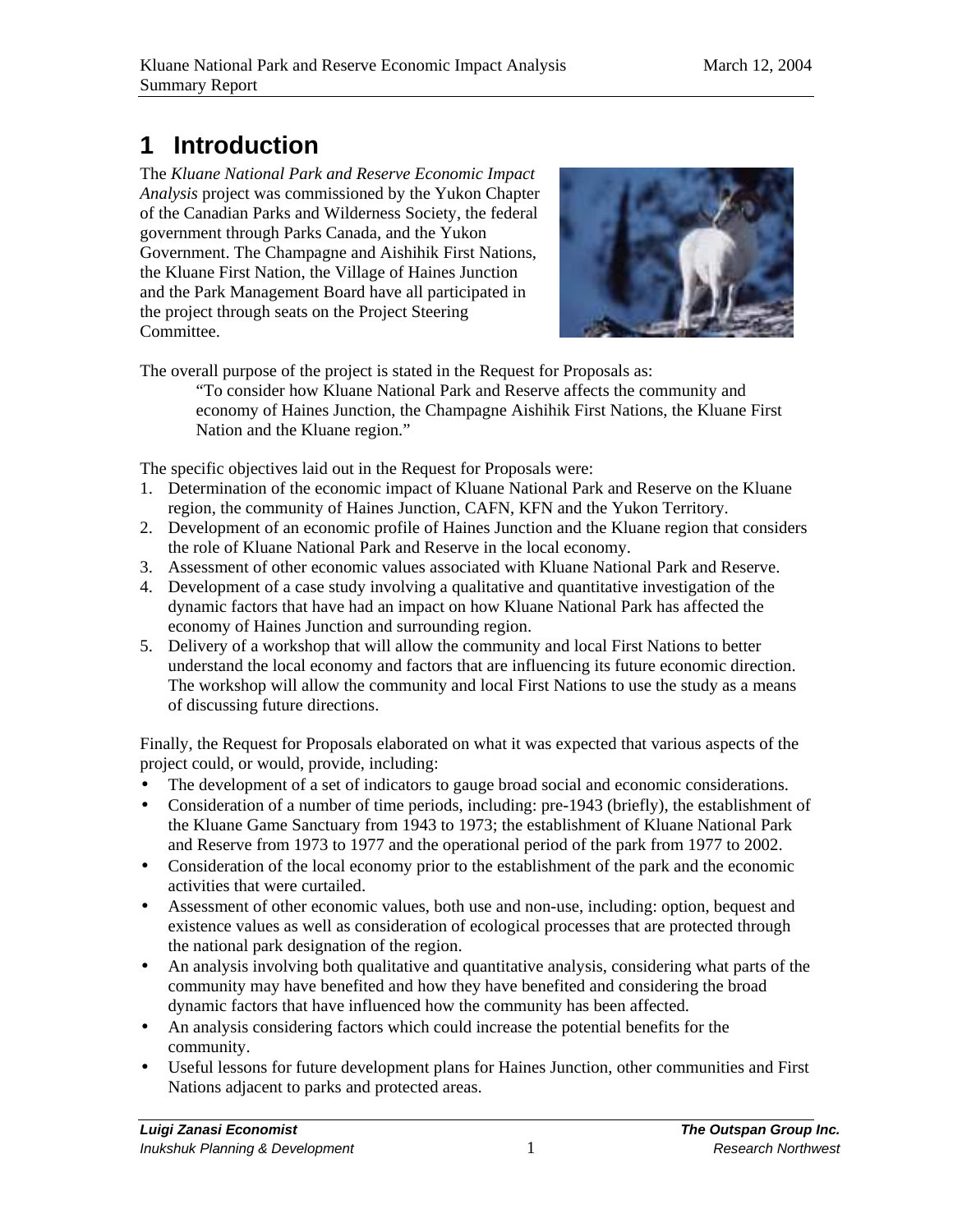# 1 Introduction

The *Kluane National Park and Reserve Economic Impact Analysis* project was commissioned by the Yukon Chapter of the Canadian Parks and Wilderness Society, the federal government through Parks Canada, and the Yukon Government. The Champagne and Aishihik First Nations, the Kluane First Nation, the Village of Haines Junction and the Park Management Board have all participated in the project through seats on the Project Steering Committee.

The overall purpose of the project is stated in the Request for Proposals as:

> "To consider how Kluane National Park and Reserve affects the community and economy of Haines Junction, the Champagne Aishihik First Nations, the Kluane First Nation and the Kluane region."

The specific objectives laid out in the Request for Proposals were:

1. Determination of the economic impact of Kluane National Park and Reserve on the Kluane region, the community of Haines Junction, CAFN, KFN and the Yukon Territory.
2. Development of an economic profile of Haines Junction and the Kluane region that considers the role of Kluane National Park and Reserve in the local economy.
3. Assessment of other economic values associated with Kluane National Park and Reserve.
4. Development of a case study involving a qualitative and quantitative investigation of the dynamic factors that have had an impact on how Kluane National Park has affected the economy of Haines Junction and surrounding region.
5. Delivery of a workshop that will allow the community and local First Nations to better understand the local economy and factors that are influencing its future economic direction. The workshop will allow the community and local First Nations to use the study as a means of discussing future directions.

Finally, the Request for Proposals elaborated on what it was expected that various aspects of the project could, or would, provide, including:

- The development of a set of indicators to gauge broad social and economic considerations.
- Consideration of a number of time periods, including: pre-1943 (briefly), the establishment of the Kluane Game Sanctuary from 1943 to 1973; the establishment of Kluane National Park and Reserve from 1973 to 1977 and the operational period of the park from 1977 to 2002.
- Consideration of the local economy prior to the establishment of the park and the economic activities that were curtailed.
- Assessment of other economic values, both use and non-use, including: option, bequest and existence values as well as consideration of ecological processes that are protected through the national park designation of the region.
- An analysis involving both qualitative and quantitative analysis, considering what parts of the community may have benefited and how they have benefited and considering the broad dynamic factors that have influenced how the community has been affected.
- An analysis considering factors which could increase the potential benefits for the community.
- Useful lessons for future development plans for Haines Junction, other communities and First Nations adjacent to parks and protected areas.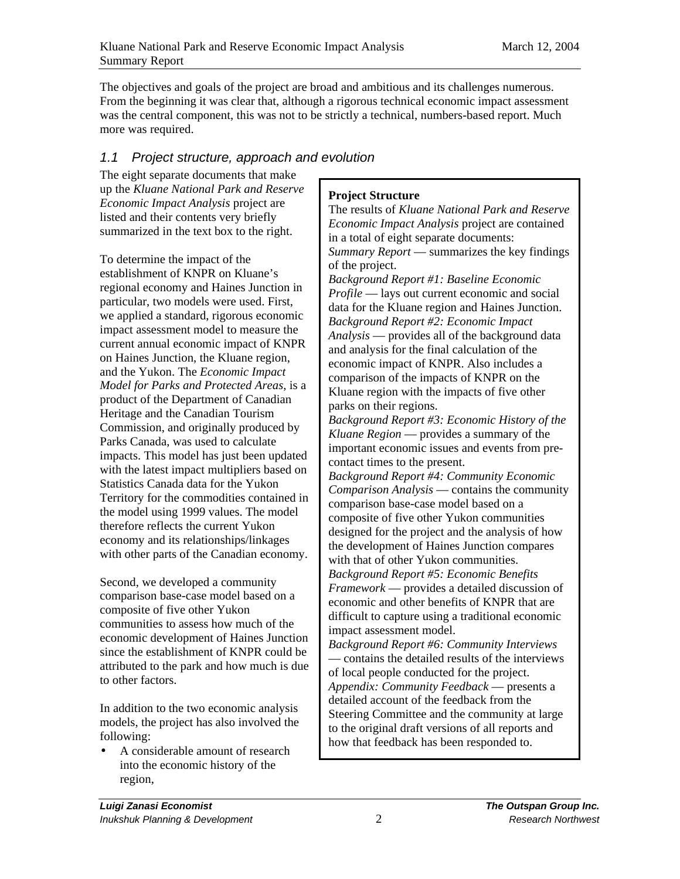The objectives and goals of the project are broad and ambitious and its challenges numerous. From the beginning it was clear that, although a rigorous technical economic impact assessment was the central component, this was not to be strictly a technical, numbers-based report. Much more was required.

## *1.1 Project structure, approach and evolution*

The eight separate documents that make up the *Kluane National Park and Reserve Economic Impact Analysis* project are listed and their contents very briefly summarized in the text box to the right.

> **Project Structure**
>
> The results of *Kluane National Park and Reserve Economic Impact Analysis* project are contained in a total of eight separate documents:
>
> *Summary Report* — summarizes the key findings of the project.
>
> *Background Report #1: Baseline Economic Profile* — lays out current economic and social data for the Kluane region and Haines Junction.
>
> *Background Report #2: Economic Impact Analysis* — provides all of the background data and analysis for the final calculation of the economic impact of KNPR. Also includes a comparison of the impacts of KNPR on the Kluane region with the impacts of five other parks on their regions.
>
> *Background Report #3: Economic History of the Kluane Region* — provides a summary of the important economic issues and events from pre-contact times to the present.
>
> *Background Report #4: Community Economic Comparison Analysis* — contains the community comparison base-case model based on a composite of five other Yukon communities designed for the project and the analysis of how the development of Haines Junction compares with that of other Yukon communities.
>
> *Background Report #5: Economic Benefits Framework* — provides a detailed discussion of economic and other benefits of KNPR that are difficult to capture using a traditional economic impact assessment model.
>
> *Background Report #6: Community Interviews* — contains the detailed results of the interviews of local people conducted for the project.
>
> *Appendix: Community Feedback* — presents a detailed account of the feedback from the Steering Committee and the community at large to the original draft versions of all reports and how that feedback has been responded to.

To determine the impact of the establishment of KNPR on Kluane's regional economy and Haines Junction in particular, two models were used. First, we applied a standard, rigorous economic impact assessment model to measure the current annual economic impact of KNPR on Haines Junction, the Kluane region, and the Yukon. The *Economic Impact Model for Parks and Protected Areas*, is a product of the Department of Canadian Heritage and the Canadian Tourism Commission, and originally produced by Parks Canada, was used to calculate impacts. This model has just been updated with the latest impact multipliers based on Statistics Canada data for the Yukon Territory for the commodities contained in the model using 1999 values. The model therefore reflects the current Yukon economy and its relationships/linkages with other parts of the Canadian economy.

Second, we developed a community comparison base-case model based on a composite of five other Yukon communities to assess how much of the economic development of Haines Junction since the establishment of KNPR could be attributed to the park and how much is due to other factors.

In addition to the two economic analysis models, the project has also involved the following:

- A considerable amount of research into the economic history of the region,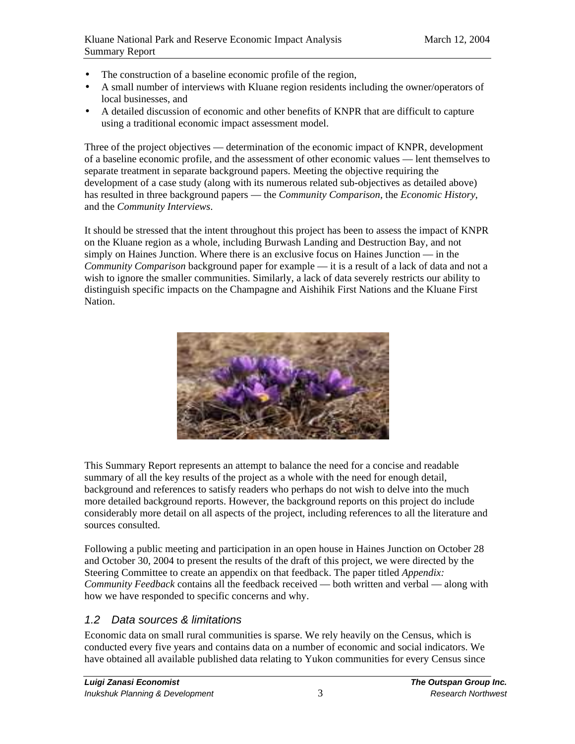- The construction of a baseline economic profile of the region,
- A small number of interviews with Kluane region residents including the owner/operators of local businesses, and
- A detailed discussion of economic and other benefits of KNPR that are difficult to capture using a traditional economic impact assessment model.

Three of the project objectives — determination of the economic impact of KNPR, development of a baseline economic profile, and the assessment of other economic values — lent themselves to separate treatment in separate background papers. Meeting the objective requiring the development of a case study (along with its numerous related sub-objectives as detailed above) has resulted in three background papers — the *Community Comparison*, the *Economic History*, and the *Community Interviews*.

It should be stressed that the intent throughout this project has been to assess the impact of KNPR on the Kluane region as a whole, including Burwash Landing and Destruction Bay, and not simply on Haines Junction. Where there is an exclusive focus on Haines Junction — in the *Community Comparison* background paper for example — it is a result of a lack of data and not a wish to ignore the smaller communities. Similarly, a lack of data severely restricts our ability to distinguish specific impacts on the Champagne and Aishihik First Nations and the Kluane First Nation.

This Summary Report represents an attempt to balance the need for a concise and readable summary of all the key results of the project as a whole with the need for enough detail, background and references to satisfy readers who perhaps do not wish to delve into the much more detailed background reports. However, the background reports on this project do include considerably more detail on all aspects of the project, including references to all the literature and sources consulted.

Following a public meeting and participation in an open house in Haines Junction on October 28 and October 30, 2004 to present the results of the draft of this project, we were directed by the Steering Committee to create an appendix on that feedback. The paper titled *Appendix: Community Feedback* contains all the feedback received — both written and verbal — along with how we have responded to specific concerns and why.

### *1.2 Data sources & limitations*

Economic data on small rural communities is sparse. We rely heavily on the Census, which is conducted every five years and contains data on a number of economic and social indicators. We have obtained all available published data relating to Yukon communities for every Census since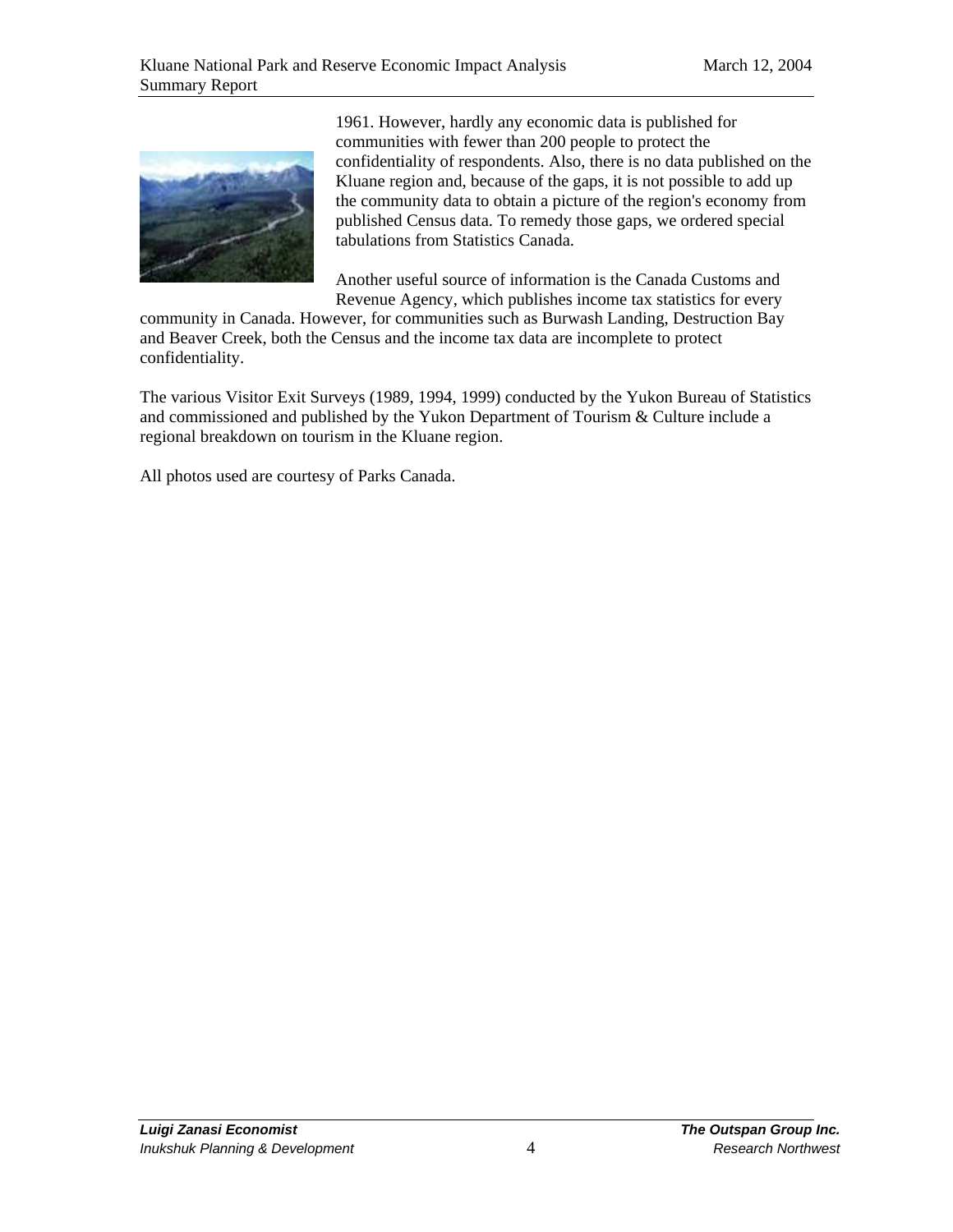1961. However, hardly any economic data is published for communities with fewer than 200 people to protect the confidentiality of respondents. Also, there is no data published on the Kluane region and, because of the gaps, it is not possible to add up the community data to obtain a picture of the region's economy from published Census data. To remedy those gaps, we ordered special tabulations from Statistics Canada.

Another useful source of information is the Canada Customs and Revenue Agency, which publishes income tax statistics for every community in Canada. However, for communities such as Burwash Landing, Destruction Bay and Beaver Creek, both the Census and the income tax data are incomplete to protect confidentiality.

The various Visitor Exit Surveys (1989, 1994, 1999) conducted by the Yukon Bureau of Statistics and commissioned and published by the Yukon Department of Tourism & Culture include a regional breakdown on tourism in the Kluane region.

All photos used are courtesy of Parks Canada.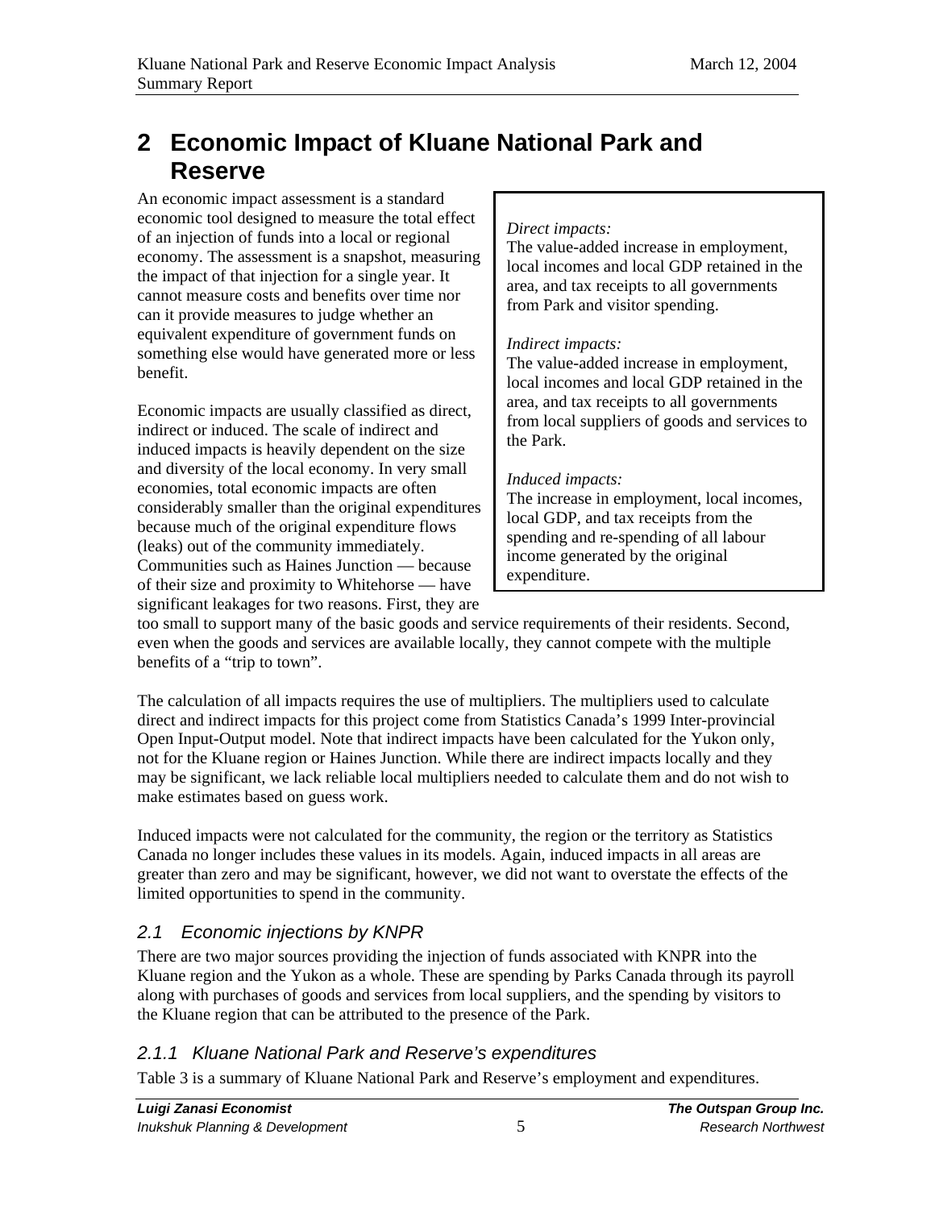# 2 Economic Impact of Kluane National Park and Reserve

An economic impact assessment is a standard economic tool designed to measure the total effect of an injection of funds into a local or regional economy. The assessment is a snapshot, measuring the impact of that injection for a single year. It cannot measure costs and benefits over time nor can it provide measures to judge whether an equivalent expenditure of government funds on something else would have generated more or less benefit.

> *Direct impacts:*
> The value-added increase in employment, local incomes and local GDP retained in the area, and tax receipts to all governments from Park and visitor spending.
>
> *Indirect impacts:*
> The value-added increase in employment, local incomes and local GDP retained in the area, and tax receipts to all governments from local suppliers of goods and services to the Park.
>
> *Induced impacts:*
> The increase in employment, local incomes, local GDP, and tax receipts from the spending and re-spending of all labour income generated by the original expenditure.

Economic impacts are usually classified as direct, indirect or induced. The scale of indirect and induced impacts is heavily dependent on the size and diversity of the local economy. In very small economies, total economic impacts are often considerably smaller than the original expenditures because much of the original expenditure flows (leaks) out of the community immediately. Communities such as Haines Junction — because of their size and proximity to Whitehorse — have significant leakages for two reasons. First, they are too small to support many of the basic goods and service requirements of their residents. Second, even when the goods and services are available locally, they cannot compete with the multiple benefits of a "trip to town".

The calculation of all impacts requires the use of multipliers. The multipliers used to calculate direct and indirect impacts for this project come from Statistics Canada's 1999 Inter-provincial Open Input-Output model. Note that indirect impacts have been calculated for the Yukon only, not for the Kluane region or Haines Junction. While there are indirect impacts locally and they may be significant, we lack reliable local multipliers needed to calculate them and do not wish to make estimates based on guess work.

Induced impacts were not calculated for the community, the region or the territory as Statistics Canada no longer includes these values in its models. Again, induced impacts in all areas are greater than zero and may be significant, however, we did not want to overstate the effects of the limited opportunities to spend in the community.

## *2.1 Economic injections by KNPR*

There are two major sources providing the injection of funds associated with KNPR into the Kluane region and the Yukon as a whole. These are spending by Parks Canada through its payroll along with purchases of goods and services from local suppliers, and the spending by visitors to the Kluane region that can be attributed to the presence of the Park.

### *2.1.1 Kluane National Park and Reserve's expenditures*

Table 3 is a summary of Kluane National Park and Reserve's employment and expenditures.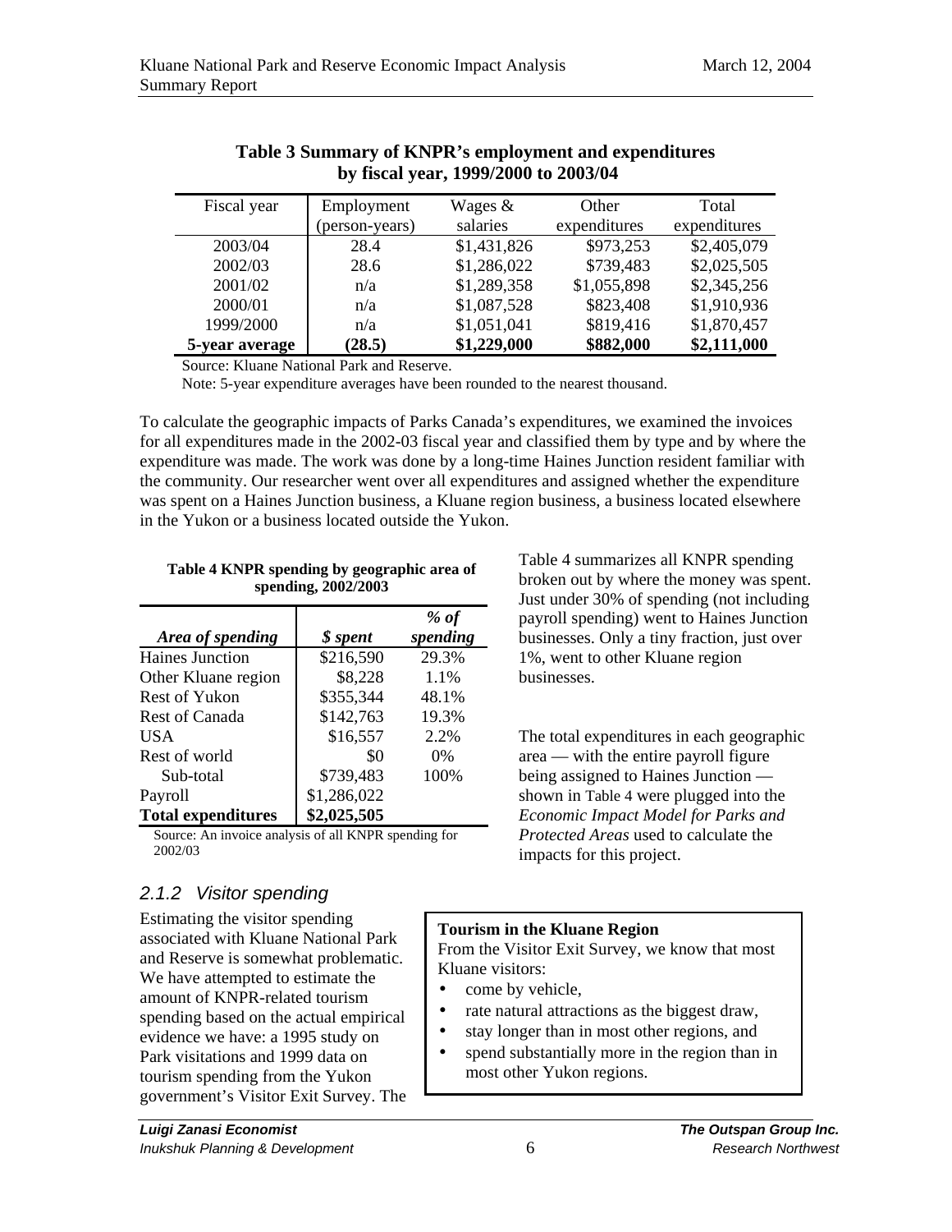**Table 3 Summary of KNPR's employment and expenditures by fiscal year, 1999/2000 to 2003/04**

| Fiscal year | Employment (person-years) | Wages & salaries | Other expenditures | Total expenditures |
|---|---|---|---|---|
| 2003/04 | 28.4 | $1,431,826 | $973,253 | $2,405,079 |
| 2002/03 | 28.6 | $1,286,022 | $739,483 | $2,025,505 |
| 2001/02 | n/a | $1,289,358 | $1,055,898 | $2,345,256 |
| 2000/01 | n/a | $1,087,528 | $823,408 | $1,910,936 |
| 1999/2000 | n/a | $1,051,041 | $819,416 | $1,870,457 |
| **5-year average** | **(28.5)** | **$1,229,000** | **$882,000** | **$2,111,000** |

Source: Kluane National Park and Reserve.

Note: 5-year expenditure averages have been rounded to the nearest thousand.

To calculate the geographic impacts of Parks Canada's expenditures, we examined the invoices for all expenditures made in the 2002-03 fiscal year and classified them by type and by where the expenditure was made. The work was done by a long-time Haines Junction resident familiar with the community. Our researcher went over all expenditures and assigned whether the expenditure was spent on a Haines Junction business, a Kluane region business, a business located elsewhere in the Yukon or a business located outside the Yukon.

**Table 4 KNPR spending by geographic area of spending, 2002/2003**

| *Area of spending* | *$ spent* | *% of spending* |
|---|---|---|
| Haines Junction | $216,590 | 29.3% |
| Other Kluane region | $8,228 | 1.1% |
| Rest of Yukon | $355,344 | 48.1% |
| Rest of Canada | $142,763 | 19.3% |
| USA | $16,557 | 2.2% |
| Rest of world | $0 | 0% |
| Sub-total | $739,483 | 100% |
| Payroll | $1,286,022 | |
| **Total expenditures** | **$2,025,505** | |

Source: An invoice analysis of all KNPR spending for 2002/03

Table 4 summarizes all KNPR spending broken out by where the money was spent. Just under 30% of spending (not including payroll spending) went to Haines Junction businesses. Only a tiny fraction, just over 1%, went to other Kluane region businesses.

The total expenditures in each geographic area — with the entire payroll figure being assigned to Haines Junction — shown in Table 4 were plugged into the *Economic Impact Model for Parks and Protected Areas* used to calculate the impacts for this project.

### *2.1.2 Visitor spending*

Estimating the visitor spending associated with Kluane National Park and Reserve is somewhat problematic. We have attempted to estimate the amount of KNPR-related tourism spending based on the actual empirical evidence we have: a 1995 study on Park visitations and 1999 data on tourism spending from the Yukon government's Visitor Exit Survey. The

**Tourism in the Kluane Region**

From the Visitor Exit Survey, we know that most Kluane visitors:

- come by vehicle,
- rate natural attractions as the biggest draw,
- stay longer than in most other regions, and
- spend substantially more in the region than in most other Yukon regions.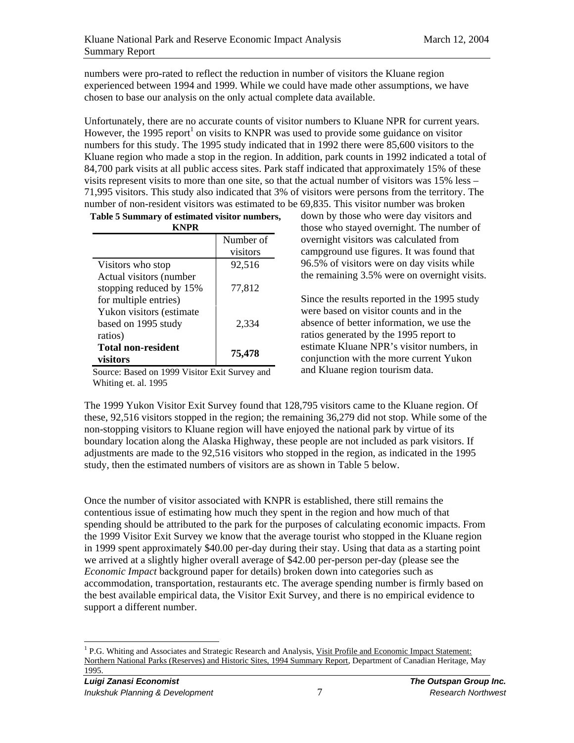numbers were pro-rated to reflect the reduction in number of visitors the Kluane region experienced between 1994 and 1999. While we could have made other assumptions, we have chosen to base our analysis on the only actual complete data available.

Unfortunately, there are no accurate counts of visitor numbers to Kluane NPR for current years. However, the 1995 report[1] on visits to KNPR was used to provide some guidance on visitor numbers for this study. The 1995 study indicated that in 1992 there were 85,600 visitors to the Kluane region who made a stop in the region. In addition, park counts in 1992 indicated a total of 84,700 park visits at all public access sites. Park staff indicated that approximately 15% of these visits represent visits to more than one site, so that the actual number of visitors was 15% less – 71,995 visitors. This study also indicated that 3% of visitors were persons from the territory. The number of non-resident visitors was estimated to be 69,835. This visitor number was broken down by those who were day visitors and those who stayed overnight. The number of overnight visitors was calculated from campground use figures. It was found that 96.5% of visitors were on day visits while the remaining 3.5% were on overnight visits.

Since the results reported in the 1995 study were based on visitor counts and in the absence of better information, we use the ratios generated by the 1995 report to estimate Kluane NPR's visitor numbers, in conjunction with the more current Yukon and Kluane region tourism data.

**Table 5 Summary of estimated visitor numbers, KNPR**

| | Number of visitors |
|---|---|
| Visitors who stop | 92,516 |
| Actual visitors (number stopping reduced by 15% for multiple entries) | 77,812 |
| Yukon visitors (estimate based on 1995 study ratios) | 2,334 |
| **Total non-resident visitors** | **75,478** |

Source: Based on 1999 Visitor Exit Survey and Whiting et. al. 1995

The 1999 Yukon Visitor Exit Survey found that 128,795 visitors came to the Kluane region. Of these, 92,516 visitors stopped in the region; the remaining 36,279 did not stop. While some of the non-stopping visitors to Kluane region will have enjoyed the national park by virtue of its boundary location along the Alaska Highway, these people are not included as park visitors. If adjustments are made to the 92,516 visitors who stopped in the region, as indicated in the 1995 study, then the estimated numbers of visitors are as shown in Table 5 below.

Once the number of visitor associated with KNPR is established, there still remains the contentious issue of estimating how much they spent in the region and how much of that spending should be attributed to the park for the purposes of calculating economic impacts. From the 1999 Visitor Exit Survey we know that the average tourist who stopped in the Kluane region in 1999 spent approximately \$40.00 per-day during their stay. Using that data as a starting point we arrived at a slightly higher overall average of \$42.00 per-person per-day (please see the *Economic Impact* background paper for details) broken down into categories such as accommodation, transportation, restaurants etc. The average spending number is firmly based on the best available empirical data, the Visitor Exit Survey, and there is no empirical evidence to support a different number.

---

[1] P.G. Whiting and Associates and Strategic Research and Analysis, Visit Profile and Economic Impact Statement: Northern National Parks (Reserves) and Historic Sites, 1994 Summary Report, Department of Canadian Heritage, May 1995.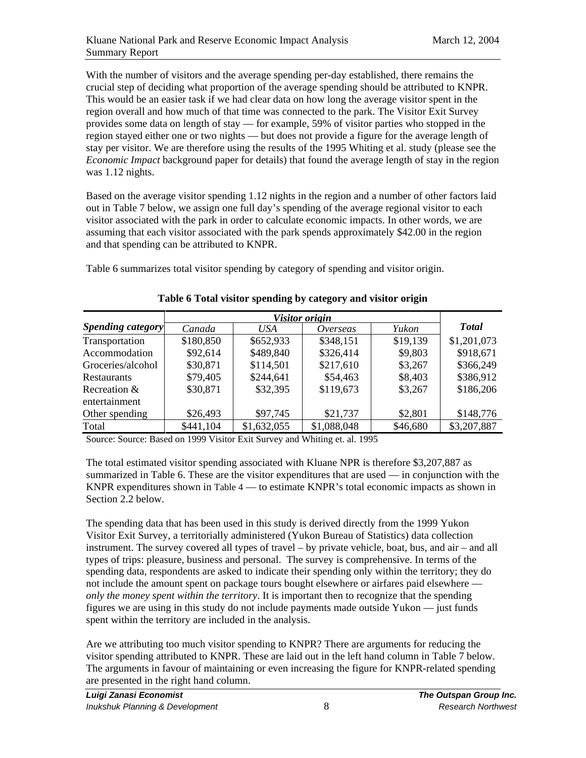With the number of visitors and the average spending per-day established, there remains the crucial step of deciding what proportion of the average spending should be attributed to KNPR. This would be an easier task if we had clear data on how long the average visitor spent in the region overall and how much of that time was connected to the park. The Visitor Exit Survey provides some data on length of stay — for example, 59% of visitor parties who stopped in the region stayed either one or two nights — but does not provide a figure for the average length of stay per visitor. We are therefore using the results of the 1995 Whiting et al. study (please see the *Economic Impact* background paper for details) that found the average length of stay in the region was 1.12 nights.

Based on the average visitor spending 1.12 nights in the region and a number of other factors laid out in Table 7 below, we assign one full day's spending of the average regional visitor to each visitor associated with the park in order to calculate economic impacts. In other words, we are assuming that each visitor associated with the park spends approximately $42.00 in the region and that spending can be attributed to KNPR.

Table 6 summarizes total visitor spending by category of spending and visitor origin.

**Table 6 Total visitor spending by category and visitor origin**

| *Spending category* | *Visitor origin* | | | | *Total* |
|---|---|---|---|---|---|
| | *Canada* | *USA* | *Overseas* | *Yukon* | |
| Transportation | $180,850 | $652,933 | $348,151 | $19,139 | $1,201,073 |
| Accommodation | $92,614 | $489,840 | $326,414 | $9,803 | $918,671 |
| Groceries/alcohol | $30,871 | $114,501 | $217,610 | $3,267 | $366,249 |
| Restaurants | $79,405 | $244,641 | $54,463 | $8,403 | $386,912 |
| Recreation & entertainment | $30,871 | $32,395 | $119,673 | $3,267 | $186,206 |
| Other spending | $26,493 | $97,745 | $21,737 | $2,801 | $148,776 |
| Total | $441,104 | $1,632,055 | $1,088,048 | $46,680 | $3,207,887 |

Source: Source: Based on 1999 Visitor Exit Survey and Whiting et. al. 1995

The total estimated visitor spending associated with Kluane NPR is therefore $3,207,887 as summarized in Table 6. These are the visitor expenditures that are used — in conjunction with the KNPR expenditures shown in Table 4 — to estimate KNPR's total economic impacts as shown in Section 2.2 below.

The spending data that has been used in this study is derived directly from the 1999 Yukon Visitor Exit Survey, a territorially administered (Yukon Bureau of Statistics) data collection instrument. The survey covered all types of travel – by private vehicle, boat, bus, and air – and all types of trips: pleasure, business and personal. The survey is comprehensive. In terms of the spending data, respondents are asked to indicate their spending only within the territory; they do not include the amount spent on package tours bought elsewhere or airfares paid elsewhere — *only the money spent within the territory*. It is important then to recognize that the spending figures we are using in this study do not include payments made outside Yukon — just funds spent within the territory are included in the analysis.

Are we attributing too much visitor spending to KNPR? There are arguments for reducing the visitor spending attributed to KNPR. These are laid out in the left hand column in Table 7 below. The arguments in favour of maintaining or even increasing the figure for KNPR-related spending are presented in the right hand column.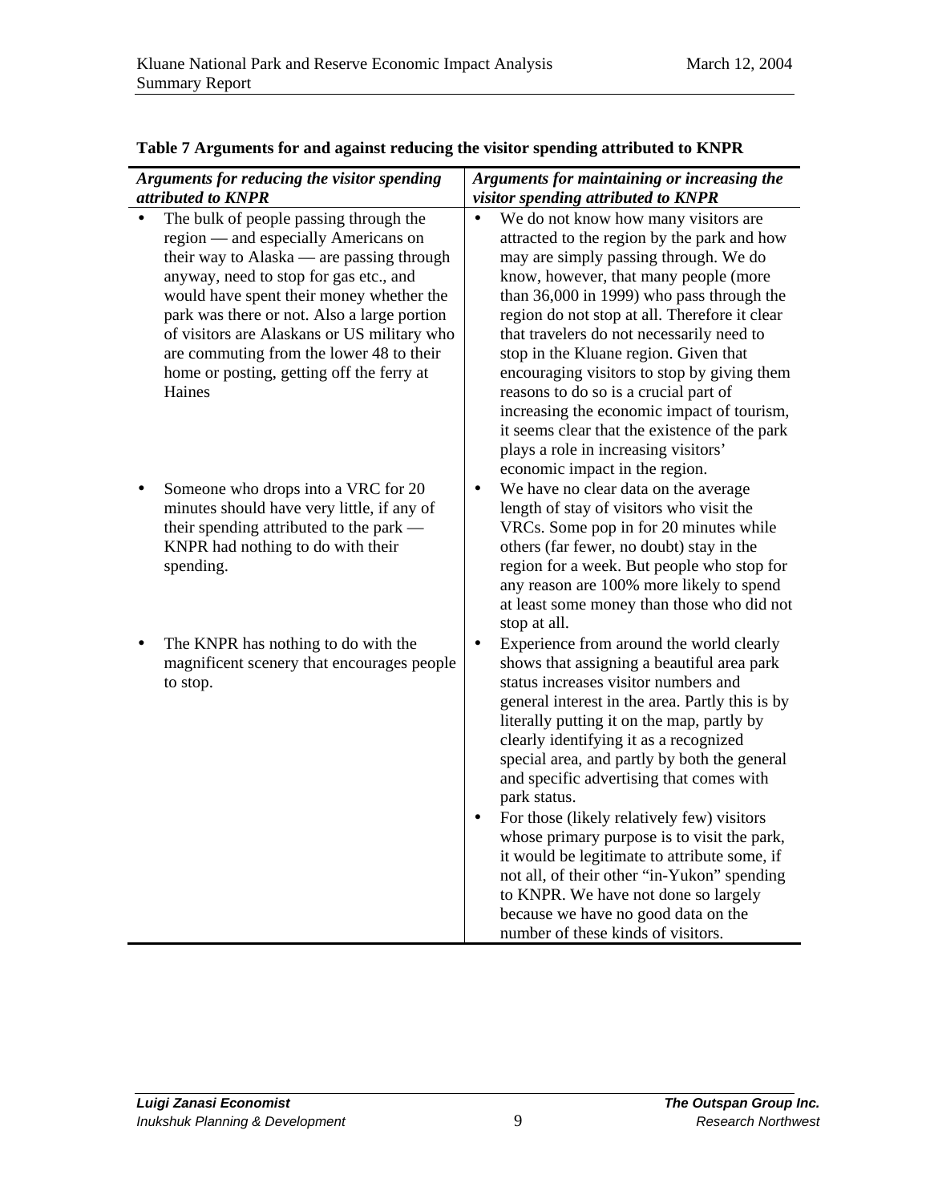**Table 7 Arguments for and against reducing the visitor spending attributed to KNPR**

| *Arguments for reducing the visitor spending attributed to KNPR* | *Arguments for maintaining or increasing the visitor spending attributed to KNPR* |
|---|---|
| • The bulk of people passing through the region — and especially Americans on their way to Alaska — are passing through anyway, need to stop for gas etc., and would have spent their money whether the park was there or not. Also a large portion of visitors are Alaskans or US military who are commuting from the lower 48 to their home or posting, getting off the ferry at Haines | • We do not know how many visitors are attracted to the region by the park and how may are simply passing through. We do know, however, that many people (more than 36,000 in 1999) who pass through the region do not stop at all. Therefore it clear that travelers do not necessarily need to stop in the Kluane region. Given that encouraging visitors to stop by giving them reasons to do so is a crucial part of increasing the economic impact of tourism, it seems clear that the existence of the park plays a role in increasing visitors' economic impact in the region. |
| • Someone who drops into a VRC for 20 minutes should have very little, if any of their spending attributed to the park — KNPR had nothing to do with their spending. | • We have no clear data on the average length of stay of visitors who visit the VRCs. Some pop in for 20 minutes while others (far fewer, no doubt) stay in the region for a week. But people who stop for any reason are 100% more likely to spend at least some money than those who did not stop at all. |
| • The KNPR has nothing to do with the magnificent scenery that encourages people to stop. | • Experience from around the world clearly shows that assigning a beautiful area park status increases visitor numbers and general interest in the area. Partly this is by literally putting it on the map, partly by clearly identifying it as a recognized special area, and partly by both the general and specific advertising that comes with park status.<br>• For those (likely relatively few) visitors whose primary purpose is to visit the park, it would be legitimate to attribute some, if not all, of their other "in-Yukon" spending to KNPR. We have not done so largely because we have no good data on the number of these kinds of visitors. |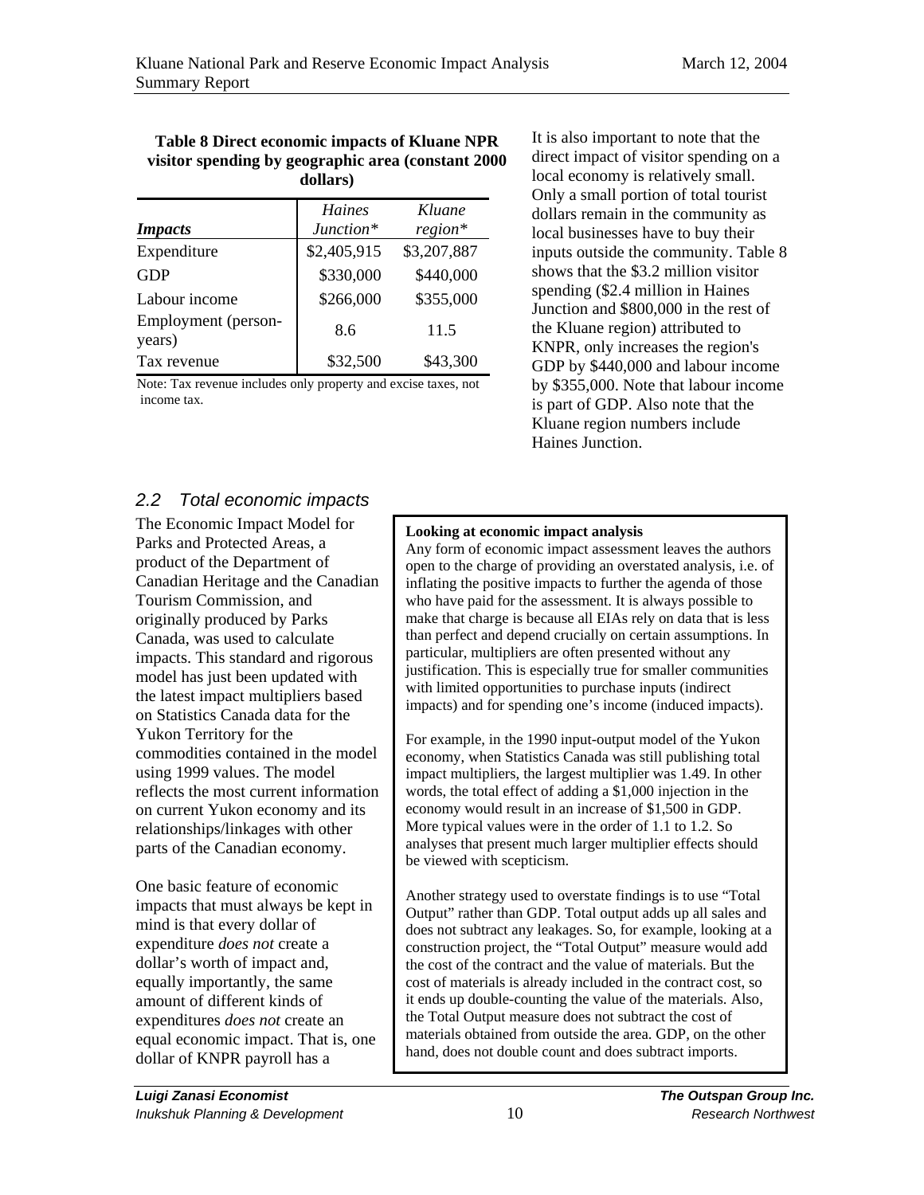**Table 8 Direct economic impacts of Kluane NPR visitor spending by geographic area (constant 2000 dollars)**

| *Impacts* | *Haines Junction\** | *Kluane region\** |
|---|---|---|
| Expenditure | \$2,405,915 | \$3,207,887 |
| GDP | \$330,000 | \$440,000 |
| Labour income | \$266,000 | \$355,000 |
| Employment (person-years) | 8.6 | 11.5 |
| Tax revenue | \$32,500 | \$43,300 |

Note: Tax revenue includes only property and excise taxes, not income tax.

It is also important to note that the direct impact of visitor spending on a local economy is relatively small. Only a small portion of total tourist dollars remain in the community as local businesses have to buy their inputs outside the community. Table 8 shows that the \$3.2 million visitor spending (\$2.4 million in Haines Junction and \$800,000 in the rest of the Kluane region) attributed to KNPR, only increases the region's GDP by \$440,000 and labour income by \$355,000. Note that labour income is part of GDP. Also note that the Kluane region numbers include Haines Junction.

## 2.2 Total economic impacts

The Economic Impact Model for Parks and Protected Areas, a product of the Department of Canadian Heritage and the Canadian Tourism Commission, and originally produced by Parks Canada, was used to calculate impacts. This standard and rigorous model has just been updated with the latest impact multipliers based on Statistics Canada data for the Yukon Territory for the commodities contained in the model using 1999 values. The model reflects the most current information on current Yukon economy and its relationships/linkages with other parts of the Canadian economy.

One basic feature of economic impacts that must always be kept in mind is that every dollar of expenditure *does not* create a dollar's worth of impact and, equally importantly, the same amount of different kinds of expenditures *does not* create an equal economic impact. That is, one dollar of KNPR payroll has a

> **Looking at economic impact analysis**
>
> Any form of economic impact assessment leaves the authors open to the charge of providing an overstated analysis, i.e. of inflating the positive impacts to further the agenda of those who have paid for the assessment. It is always possible to make that charge is because all EIAs rely on data that is less than perfect and depend crucially on certain assumptions. In particular, multipliers are often presented without any justification. This is especially true for smaller communities with limited opportunities to purchase inputs (indirect impacts) and for spending one's income (induced impacts).
>
> For example, in the 1990 input-output model of the Yukon economy, when Statistics Canada was still publishing total impact multipliers, the largest multiplier was 1.49. In other words, the total effect of adding a \$1,000 injection in the economy would result in an increase of \$1,500 in GDP. More typical values were in the order of 1.1 to 1.2. So analyses that present much larger multiplier effects should be viewed with scepticism.
>
> Another strategy used to overstate findings is to use "Total Output" rather than GDP. Total output adds up all sales and does not subtract any leakages. So, for example, looking at a construction project, the "Total Output" measure would add the cost of the contract and the value of materials. But the cost of materials is already included in the contract cost, so it ends up double-counting the value of the materials. Also, the Total Output measure does not subtract the cost of materials obtained from outside the area. GDP, on the other hand, does not double count and does subtract imports.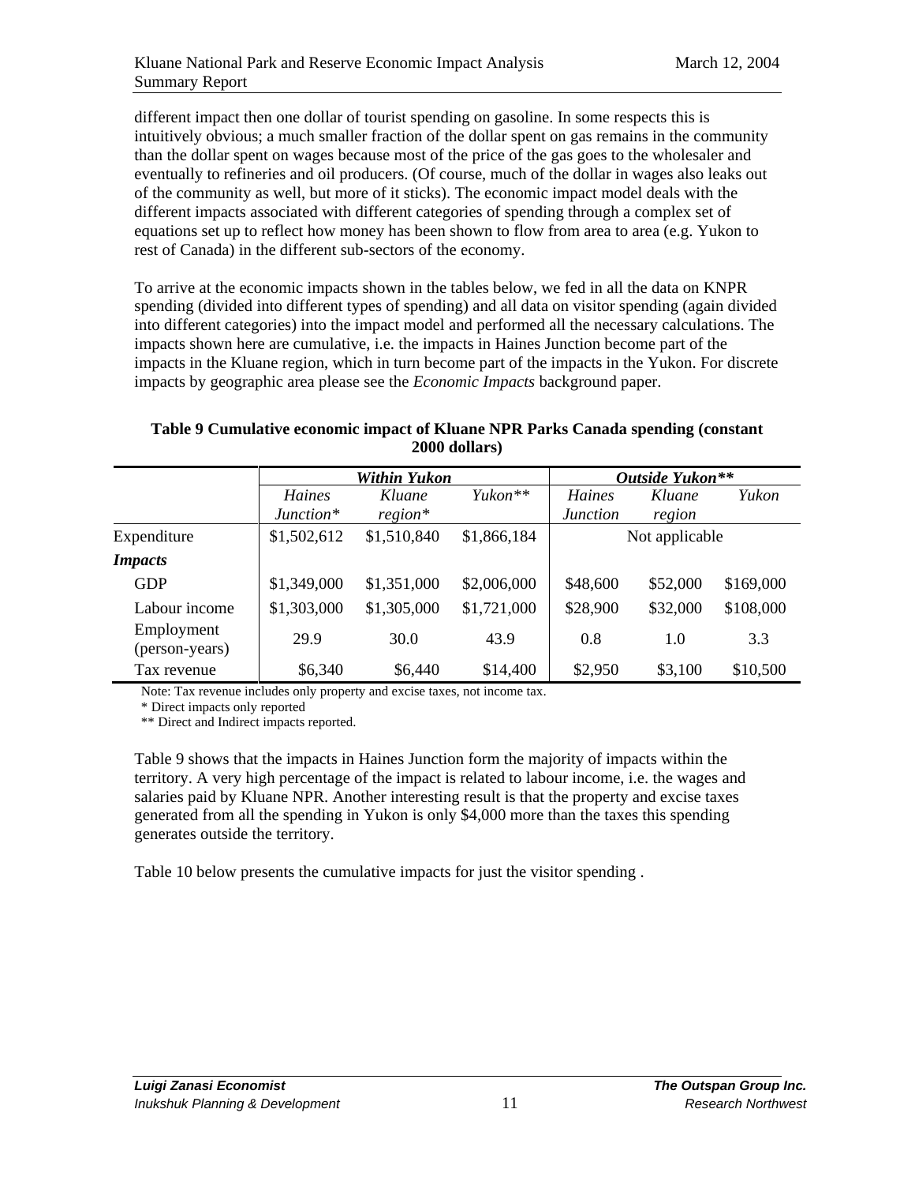different impact then one dollar of tourist spending on gasoline. In some respects this is intuitively obvious; a much smaller fraction of the dollar spent on gas remains in the community than the dollar spent on wages because most of the price of the gas goes to the wholesaler and eventually to refineries and oil producers. (Of course, much of the dollar in wages also leaks out of the community as well, but more of it sticks). The economic impact model deals with the different impacts associated with different categories of spending through a complex set of equations set up to reflect how money has been shown to flow from area to area (e.g. Yukon to rest of Canada) in the different sub-sectors of the economy.

To arrive at the economic impacts shown in the tables below, we fed in all the data on KNPR spending (divided into different types of spending) and all data on visitor spending (again divided into different categories) into the impact model and performed all the necessary calculations. The impacts shown here are cumulative, i.e. the impacts in Haines Junction become part of the impacts in the Kluane region, which in turn become part of the impacts in the Yukon. For discrete impacts by geographic area please see the *Economic Impacts* background paper.

**Table 9 Cumulative economic impact of Kluane NPR Parks Canada spending (constant 2000 dollars)**

| | ***Within Yukon*** | | | ***Outside Yukon\*\**** | | |
|---|---|---|---|---|---|---|
| | *Haines Junction\** | *Kluane region\** | *Yukon\*\** | *Haines Junction* | *Kluane region* | *Yukon* |
| Expenditure | $1,502,612 | $1,510,840 | $1,866,184 | Not applicable | | |
| ***Impacts*** | | | | | | |
| GDP | $1,349,000 | $1,351,000 | $2,006,000 | $48,600 | $52,000 | $169,000 |
| Labour income | $1,303,000 | $1,305,000 | $1,721,000 | $28,900 | $32,000 | $108,000 |
| Employment (person-years) | 29.9 | 30.0 | 43.9 | 0.8 | 1.0 | 3.3 |
| Tax revenue | $6,340 | $6,440 | $14,400 | $2,950 | $3,100 | $10,500 |

Note: Tax revenue includes only property and excise taxes, not income tax.
* Direct impacts only reported
** Direct and Indirect impacts reported.

Table 9 shows that the impacts in Haines Junction form the majority of impacts within the territory. A very high percentage of the impact is related to labour income, i.e. the wages and salaries paid by Kluane NPR. Another interesting result is that the property and excise taxes generated from all the spending in Yukon is only $4,000 more than the taxes this spending generates outside the territory.

Table 10 below presents the cumulative impacts for just the visitor spending .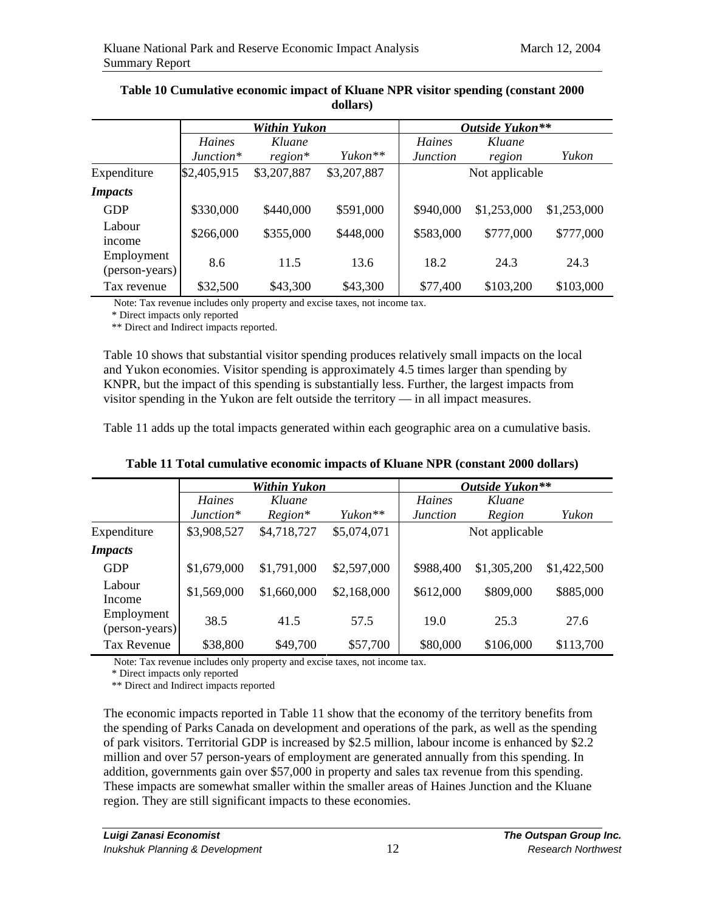**Table 10 Cumulative economic impact of Kluane NPR visitor spending (constant 2000 dollars)**

| | *Within Yukon* | | | *Outside Yukon*** | | |
|---|---|---|---|---|---|---|
| | *Haines Junction** | *Kluane region** | *Yukon*** | *Haines Junction* | *Kluane region* | *Yukon* |
| Expenditure | $2,405,915 | $3,207,887 | $3,207,887 | Not applicable | | |
| ***Impacts*** | | | | | | |
| GDP | $330,000 | $440,000 | $591,000 | $940,000 | $1,253,000 | $1,253,000 |
| Labour income | $266,000 | $355,000 | $448,000 | $583,000 | $777,000 | $777,000 |
| Employment (person-years) | 8.6 | 11.5 | 13.6 | 18.2 | 24.3 | 24.3 |
| Tax revenue | $32,500 | $43,300 | $43,300 | $77,400 | $103,200 | $103,000 |

Note: Tax revenue includes only property and excise taxes, not income tax.

\* Direct impacts only reported

** Direct and Indirect impacts reported.

Table 10 shows that substantial visitor spending produces relatively small impacts on the local and Yukon economies. Visitor spending is approximately 4.5 times larger than spending by KNPR, but the impact of this spending is substantially less. Further, the largest impacts from visitor spending in the Yukon are felt outside the territory — in all impact measures.

Table 11 adds up the total impacts generated within each geographic area on a cumulative basis.

**Table 11 Total cumulative economic impacts of Kluane NPR (constant 2000 dollars)**

| | *Within Yukon* | | | *Outside Yukon*** | | |
|---|---|---|---|---|---|---|
| | *Haines Junction** | *Kluane Region** | *Yukon*** | *Haines Junction* | *Kluane Region* | *Yukon* |
| Expenditure | $3,908,527 | $4,718,727 | $5,074,071 | Not applicable | | |
| ***Impacts*** | | | | | | |
| GDP | $1,679,000 | $1,791,000 | $2,597,000 | $988,400 | $1,305,200 | $1,422,500 |
| Labour Income | $1,569,000 | $1,660,000 | $2,168,000 | $612,000 | $809,000 | $885,000 |
| Employment (person-years) | 38.5 | 41.5 | 57.5 | 19.0 | 25.3 | 27.6 |
| Tax Revenue | $38,800 | $49,700 | $57,700 | $80,000 | $106,000 | $113,700 |

Note: Tax revenue includes only property and excise taxes, not income tax.

\* Direct impacts only reported

** Direct and Indirect impacts reported

The economic impacts reported in Table 11 show that the economy of the territory benefits from the spending of Parks Canada on development and operations of the park, as well as the spending of park visitors. Territorial GDP is increased by $2.5 million, labour income is enhanced by $2.2 million and over 57 person-years of employment are generated annually from this spending. In addition, governments gain over $57,000 in property and sales tax revenue from this spending. These impacts are somewhat smaller within the smaller areas of Haines Junction and the Kluane region. They are still significant impacts to these economies.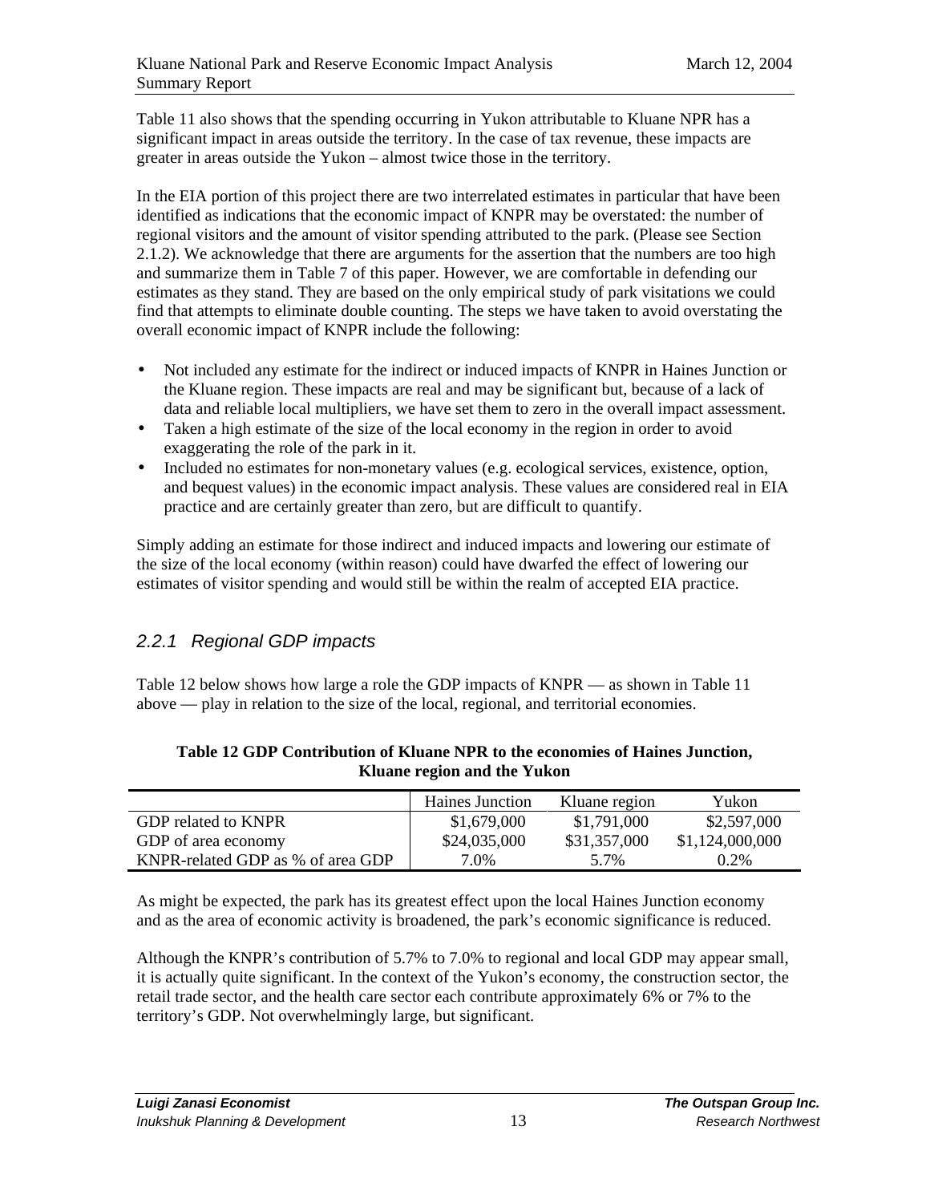Table 11 also shows that the spending occurring in Yukon attributable to Kluane NPR has a significant impact in areas outside the territory. In the case of tax revenue, these impacts are greater in areas outside the Yukon – almost twice those in the territory.

In the EIA portion of this project there are two interrelated estimates in particular that have been identified as indications that the economic impact of KNPR may be overstated: the number of regional visitors and the amount of visitor spending attributed to the park. (Please see Section 2.1.2). We acknowledge that there are arguments for the assertion that the numbers are too high and summarize them in Table 7 of this paper. However, we are comfortable in defending our estimates as they stand. They are based on the only empirical study of park visitations we could find that attempts to eliminate double counting. The steps we have taken to avoid overstating the overall economic impact of KNPR include the following:

- Not included any estimate for the indirect or induced impacts of KNPR in Haines Junction or the Kluane region. These impacts are real and may be significant but, because of a lack of data and reliable local multipliers, we have set them to zero in the overall impact assessment.
- Taken a high estimate of the size of the local economy in the region in order to avoid exaggerating the role of the park in it.
- Included no estimates for non-monetary values (e.g. ecological services, existence, option, and bequest values) in the economic impact analysis. These values are considered real in EIA practice and are certainly greater than zero, but are difficult to quantify.

Simply adding an estimate for those indirect and induced impacts and lowering our estimate of the size of the local economy (within reason) could have dwarfed the effect of lowering our estimates of visitor spending and would still be within the realm of accepted EIA practice.

### *2.2.1 Regional GDP impacts*

Table 12 below shows how large a role the GDP impacts of KNPR — as shown in Table 11 above — play in relation to the size of the local, regional, and territorial economies.

**Table 12 GDP Contribution of Kluane NPR to the economies of Haines Junction, Kluane region and the Yukon**

| | Haines Junction | Kluane region | Yukon |
|---|---|---|---|
| GDP related to KNPR | $1,679,000 | $1,791,000 | $2,597,000 |
| GDP of area economy | $24,035,000 | $31,357,000 | $1,124,000,000 |
| KNPR-related GDP as % of area GDP | 7.0% | 5.7% | 0.2% |

As might be expected, the park has its greatest effect upon the local Haines Junction economy and as the area of economic activity is broadened, the park's economic significance is reduced.

Although the KNPR's contribution of 5.7% to 7.0% to regional and local GDP may appear small, it is actually quite significant. In the context of the Yukon's economy, the construction sector, the retail trade sector, and the health care sector each contribute approximately 6% or 7% to the territory's GDP. Not overwhelmingly large, but significant.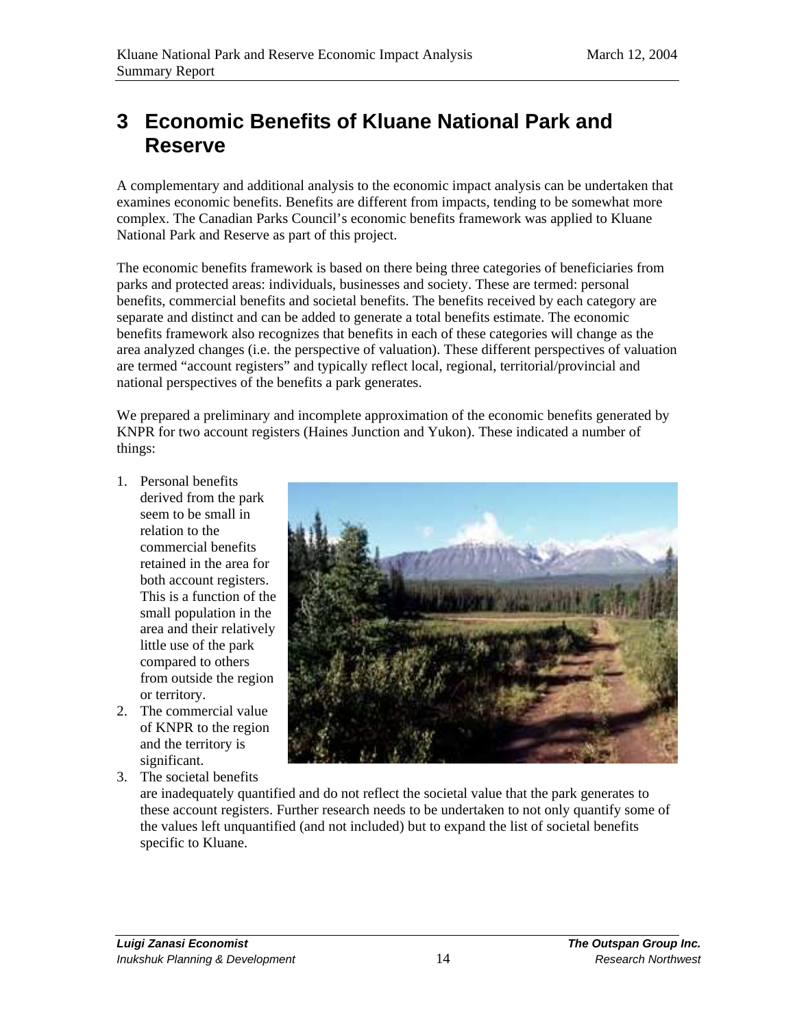# 3 Economic Benefits of Kluane National Park and Reserve

A complementary and additional analysis to the economic impact analysis can be undertaken that examines economic benefits. Benefits are different from impacts, tending to be somewhat more complex. The Canadian Parks Council's economic benefits framework was applied to Kluane National Park and Reserve as part of this project.

The economic benefits framework is based on there being three categories of beneficiaries from parks and protected areas: individuals, businesses and society. These are termed: personal benefits, commercial benefits and societal benefits. The benefits received by each category are separate and distinct and can be added to generate a total benefits estimate. The economic benefits framework also recognizes that benefits in each of these categories will change as the area analyzed changes (i.e. the perspective of valuation). These different perspectives of valuation are termed "account registers" and typically reflect local, regional, territorial/provincial and national perspectives of the benefits a park generates.

We prepared a preliminary and incomplete approximation of the economic benefits generated by KNPR for two account registers (Haines Junction and Yukon). These indicated a number of things:

1. Personal benefits derived from the park seem to be small in relation to the commercial benefits retained in the area for both account registers. This is a function of the small population in the area and their relatively little use of the park compared to others from outside the region or territory.
2. The commercial value of KNPR to the region and the territory is significant.
3. The societal benefits are inadequately quantified and do not reflect the societal value that the park generates to these account registers. Further research needs to be undertaken to not only quantify some of the values left unquantified (and not included) but to expand the list of societal benefits specific to Kluane.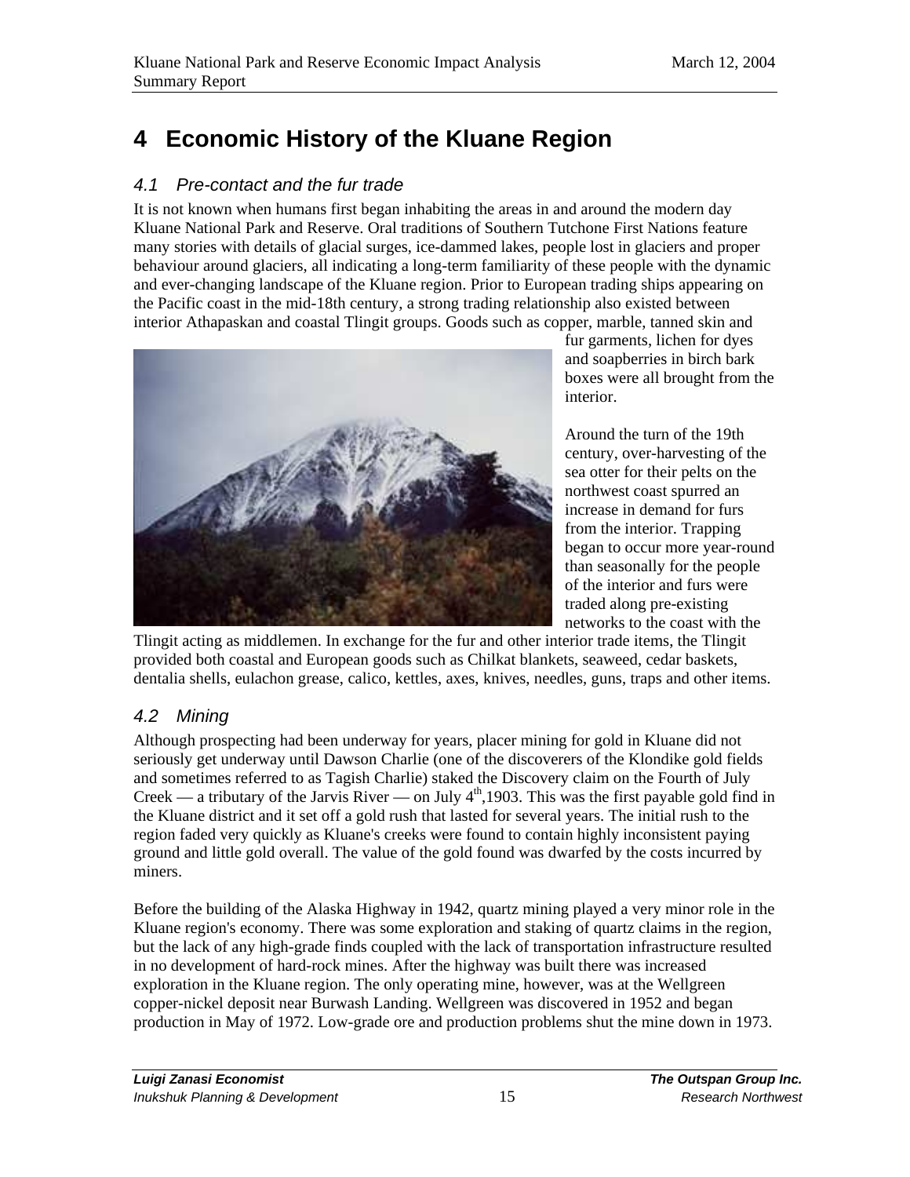# 4 Economic History of the Kluane Region

## 4.1 Pre-contact and the fur trade

It is not known when humans first began inhabiting the areas in and around the modern day Kluane National Park and Reserve. Oral traditions of Southern Tutchone First Nations feature many stories with details of glacial surges, ice-dammed lakes, people lost in glaciers and proper behaviour around glaciers, all indicating a long-term familiarity of these people with the dynamic and ever-changing landscape of the Kluane region. Prior to European trading ships appearing on the Pacific coast in the mid-18th century, a strong trading relationship also existed between interior Athapaskan and coastal Tlingit groups. Goods such as copper, marble, tanned skin and fur garments, lichen for dyes and soapberries in birch bark boxes were all brought from the interior.

Around the turn of the 19th century, over-harvesting of the sea otter for their pelts on the northwest coast spurred an increase in demand for furs from the interior. Trapping began to occur more year-round than seasonally for the people of the interior and furs were traded along pre-existing networks to the coast with the Tlingit acting as middlemen. In exchange for the fur and other interior trade items, the Tlingit provided both coastal and European goods such as Chilkat blankets, seaweed, cedar baskets, dentalia shells, eulachon grease, calico, kettles, axes, knives, needles, guns, traps and other items.

## 4.2 Mining

Although prospecting had been underway for years, placer mining for gold in Kluane did not seriously get underway until Dawson Charlie (one of the discoverers of the Klondike gold fields and sometimes referred to as Tagish Charlie) staked the Discovery claim on the Fourth of July Creek — a tributary of the Jarvis River — on July 4th,1903. This was the first payable gold find in the Kluane district and it set off a gold rush that lasted for several years. The initial rush to the region faded very quickly as Kluane's creeks were found to contain highly inconsistent paying ground and little gold overall. The value of the gold found was dwarfed by the costs incurred by miners.

Before the building of the Alaska Highway in 1942, quartz mining played a very minor role in the Kluane region's economy. There was some exploration and staking of quartz claims in the region, but the lack of any high-grade finds coupled with the lack of transportation infrastructure resulted in no development of hard-rock mines. After the highway was built there was increased exploration in the Kluane region. The only operating mine, however, was at the Wellgreen copper-nickel deposit near Burwash Landing. Wellgreen was discovered in 1952 and began production in May of 1972. Low-grade ore and production problems shut the mine down in 1973.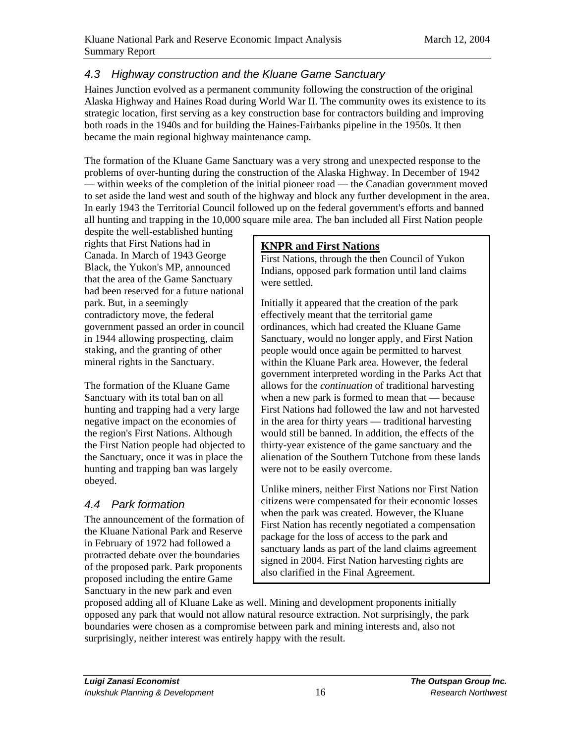## 4.3 Highway construction and the Kluane Game Sanctuary

Haines Junction evolved as a permanent community following the construction of the original Alaska Highway and Haines Road during World War II. The community owes its existence to its strategic location, first serving as a key construction base for contractors building and improving both roads in the 1940s and for building the Haines-Fairbanks pipeline in the 1950s. It then became the main regional highway maintenance camp.

The formation of the Kluane Game Sanctuary was a very strong and unexpected response to the problems of over-hunting during the construction of the Alaska Highway. In December of 1942 — within weeks of the completion of the initial pioneer road — the Canadian government moved to set aside the land west and south of the highway and block any further development in the area. In early 1943 the Territorial Council followed up on the federal government's efforts and banned all hunting and trapping in the 10,000 square mile area. The ban included all First Nation people despite the well-established hunting rights that First Nations had in Canada. In March of 1943 George Black, the Yukon's MP, announced that the area of the Game Sanctuary had been reserved for a future national park. But, in a seemingly contradictory move, the federal government passed an order in council in 1944 allowing prospecting, claim staking, and the granting of other mineral rights in the Sanctuary.

The formation of the Kluane Game Sanctuary with its total ban on all hunting and trapping had a very large negative impact on the economies of the region's First Nations. Although the First Nation people had objected to the Sanctuary, once it was in place the hunting and trapping ban was largely obeyed.

> **KNPR and First Nations**
>
> First Nations, through the then Council of Yukon Indians, opposed park formation until land claims were settled.
>
> Initially it appeared that the creation of the park effectively meant that the territorial game ordinances, which had created the Kluane Game Sanctuary, would no longer apply, and First Nation people would once again be permitted to harvest within the Kluane Park area. However, the federal government interpreted wording in the Parks Act that allows for the *continuation* of traditional harvesting when a new park is formed to mean that — because First Nations had followed the law and not harvested in the area for thirty years — traditional harvesting would still be banned. In addition, the effects of the thirty-year existence of the game sanctuary and the alienation of the Southern Tutchone from these lands were not to be easily overcome.
>
> Unlike miners, neither First Nations nor First Nation citizens were compensated for their economic losses when the park was created. However, the Kluane First Nation has recently negotiated a compensation package for the loss of access to the park and sanctuary lands as part of the land claims agreement signed in 2004. First Nation harvesting rights are also clarified in the Final Agreement.

## 4.4 Park formation

The announcement of the formation of the Kluane National Park and Reserve in February of 1972 had followed a protracted debate over the boundaries of the proposed park. Park proponents proposed including the entire Game Sanctuary in the new park and even proposed adding all of Kluane Lake as well. Mining and development proponents initially opposed any park that would not allow natural resource extraction. Not surprisingly, the park boundaries were chosen as a compromise between park and mining interests and, also not surprisingly, neither interest was entirely happy with the result.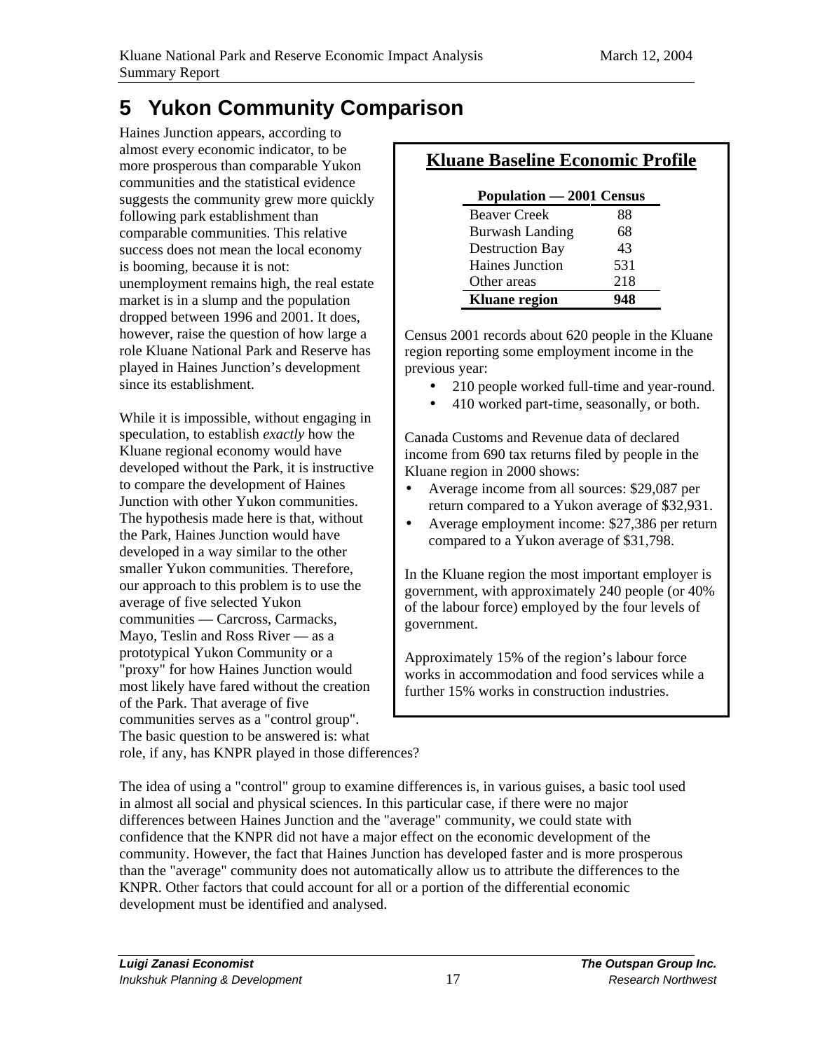# 5 Yukon Community Comparison

Haines Junction appears, according to almost every economic indicator, to be more prosperous than comparable Yukon communities and the statistical evidence suggests the community grew more quickly following park establishment than comparable communities. This relative success does not mean the local economy is booming, because it is not: unemployment remains high, the real estate market is in a slump and the population dropped between 1996 and 2001. It does, however, raise the question of how large a role Kluane National Park and Reserve has played in Haines Junction's development since its establishment.

While it is impossible, without engaging in speculation, to establish *exactly* how the Kluane regional economy would have developed without the Park, it is instructive to compare the development of Haines Junction with other Yukon communities. The hypothesis made here is that, without the Park, Haines Junction would have developed in a way similar to the other smaller Yukon communities. Therefore, our approach to this problem is to use the average of five selected Yukon communities — Carcross, Carmacks, Mayo, Teslin and Ross River — as a prototypical Yukon Community or a "proxy" for how Haines Junction would most likely have fared without the creation of the Park. That average of five communities serves as a "control group". The basic question to be answered is: what role, if any, has KNPR played in those differences?

## Kluane Baseline Economic Profile

| Population — 2001 Census | |
|---|---|
| Beaver Creek | 88 |
| Burwash Landing | 68 |
| Destruction Bay | 43 |
| Haines Junction | 531 |
| Other areas | 218 |
| **Kluane region** | **948** |

Census 2001 records about 620 people in the Kluane region reporting some employment income in the previous year:

- 210 people worked full-time and year-round.
- 410 worked part-time, seasonally, or both.

Canada Customs and Revenue data of declared income from 690 tax returns filed by people in the Kluane region in 2000 shows:

- Average income from all sources: $29,087 per return compared to a Yukon average of $32,931.
- Average employment income: $27,386 per return compared to a Yukon average of $31,798.

In the Kluane region the most important employer is government, with approximately 240 people (or 40% of the labour force) employed by the four levels of government.

Approximately 15% of the region's labour force works in accommodation and food services while a further 15% works in construction industries.

The idea of using a "control" group to examine differences is, in various guises, a basic tool used in almost all social and physical sciences. In this particular case, if there were no major differences between Haines Junction and the "average" community, we could state with confidence that the KNPR did not have a major effect on the economic development of the community. However, the fact that Haines Junction has developed faster and is more prosperous than the "average" community does not automatically allow us to attribute the differences to the KNPR. Other factors that could account for all or a portion of the differential economic development must be identified and analysed.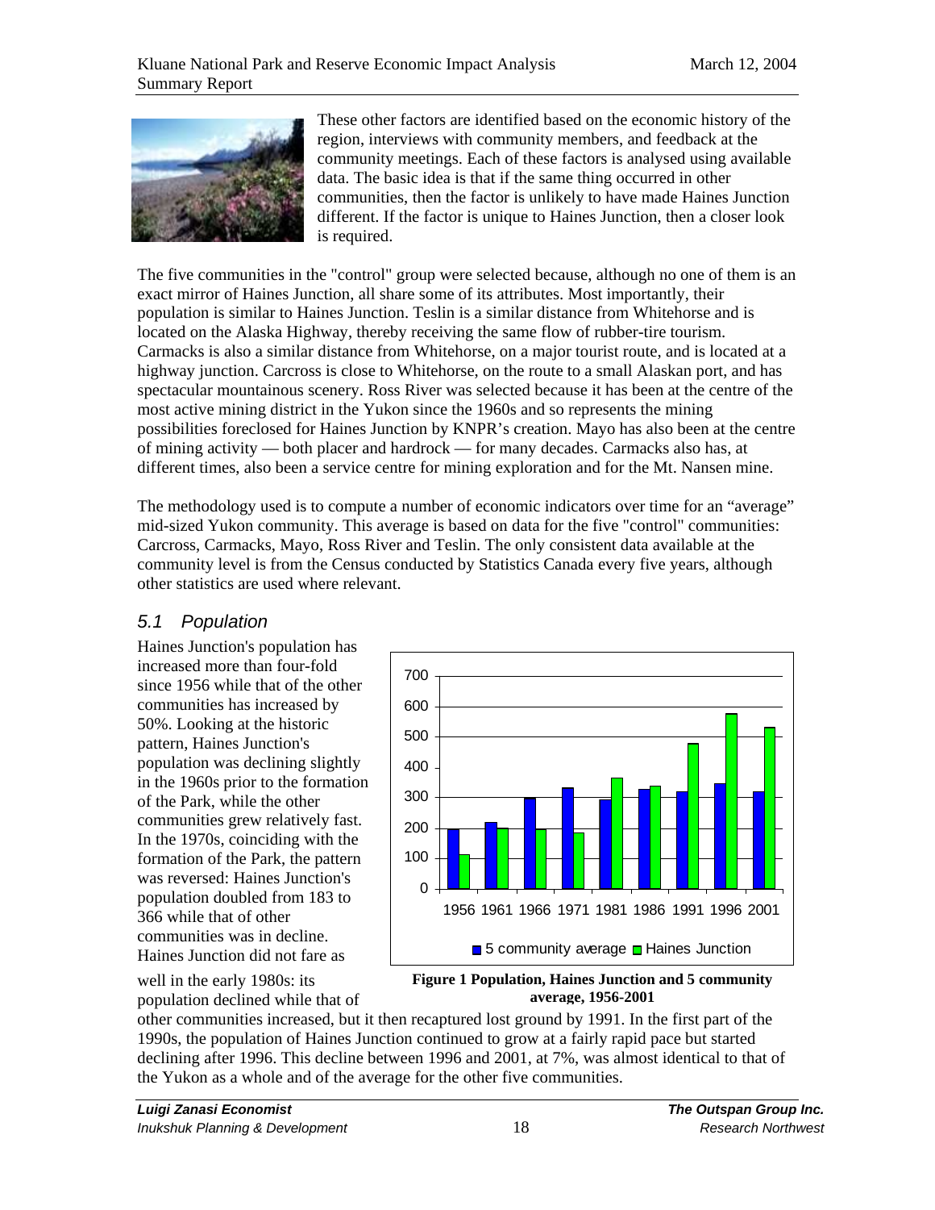These other factors are identified based on the economic history of the region, interviews with community members, and feedback at the community meetings. Each of these factors is analysed using available data. The basic idea is that if the same thing occurred in other communities, then the factor is unlikely to have made Haines Junction different. If the factor is unique to Haines Junction, then a closer look is required.

The five communities in the "control" group were selected because, although no one of them is an exact mirror of Haines Junction, all share some of its attributes. Most importantly, their population is similar to Haines Junction. Teslin is a similar distance from Whitehorse and is located on the Alaska Highway, thereby receiving the same flow of rubber-tire tourism. Carmacks is also a similar distance from Whitehorse, on a major tourist route, and is located at a highway junction. Carcross is close to Whitehorse, on the route to a small Alaskan port, and has spectacular mountainous scenery. Ross River was selected because it has been at the centre of the most active mining district in the Yukon since the 1960s and so represents the mining possibilities foreclosed for Haines Junction by KNPR's creation. Mayo has also been at the centre of mining activity — both placer and hardrock — for many decades. Carmacks also has, at different times, also been a service centre for mining exploration and for the Mt. Nansen mine.

The methodology used is to compute a number of economic indicators over time for an "average" mid-sized Yukon community. This average is based on data for the five "control" communities: Carcross, Carmacks, Mayo, Ross River and Teslin. The only consistent data available at the community level is from the Census conducted by Statistics Canada every five years, although other statistics are used where relevant.

## *5.1 Population*

Haines Junction's population has increased more than four-fold since 1956 while that of the other communities has increased by 50%. Looking at the historic pattern, Haines Junction's population was declining slightly in the 1960s prior to the formation of the Park, while the other communities grew relatively fast. In the 1970s, coinciding with the formation of the Park, the pattern was reversed: Haines Junction's population doubled from 183 to 366 while that of other communities was in decline. Haines Junction did not fare as well in the early 1980s: its population declined while that of other communities increased, but it then recaptured lost ground by 1991. In the first part of the 1990s, the population of Haines Junction continued to grow at a fairly rapid pace but started declining after 1996. This decline between 1996 and 2001, at 7%, was almost identical to that of the Yukon as a whole and of the average for the other five communities.

**Figure 1 Population, Haines Junction and 5 community average, 1956-2001**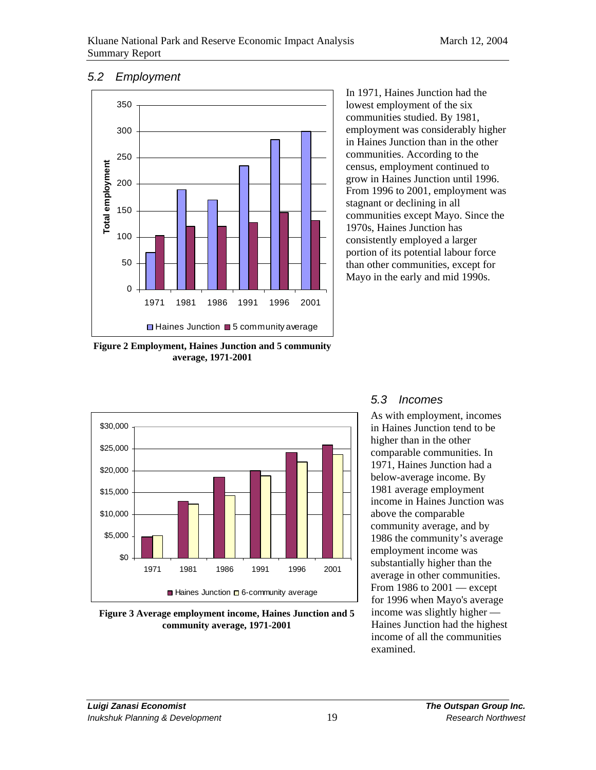## 5.2 Employment

Figure 2 Employment, Haines Junction and 5 community average, 1971-2001

In 1971, Haines Junction had the lowest employment of the six communities studied. By 1981, employment was considerably higher in Haines Junction than in the other communities. According to the census, employment continued to grow in Haines Junction until 1996. From 1996 to 2001, employment was stagnant or declining in all communities except Mayo. Since the 1970s, Haines Junction has consistently employed a larger portion of its potential labour force than other communities, except for Mayo in the early and mid 1990s.

Figure 3 Average employment income, Haines Junction and 5 community average, 1971-2001

## 5.3 Incomes

As with employment, incomes in Haines Junction tend to be higher than in the other comparable communities. In 1971, Haines Junction had a below-average income. By 1981 average employment income in Haines Junction was above the comparable community average, and by 1986 the community's average employment income was substantially higher than the average in other communities. From 1986 to 2001 — except for 1996 when Mayo's average income was slightly higher — Haines Junction had the highest income of all the communities examined.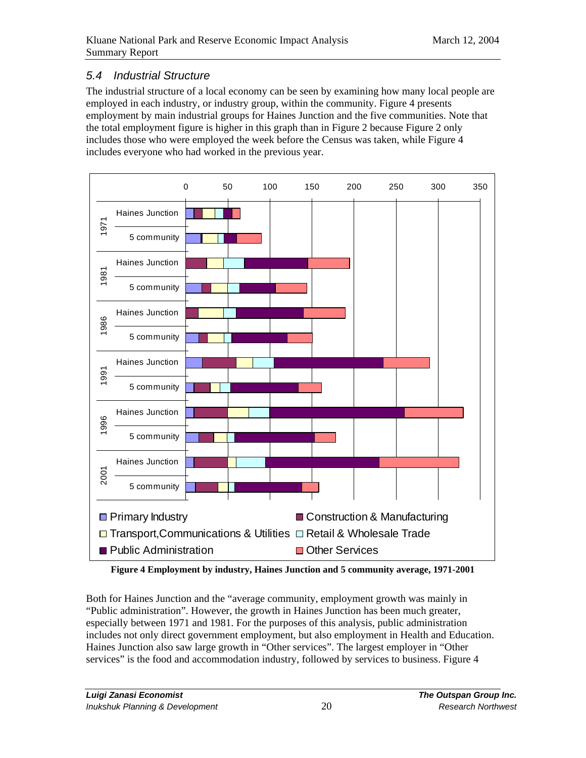## 5.4 Industrial Structure

The industrial structure of a local economy can be seen by examining how many local people are employed in each industry, or industry group, within the community. Figure 4 presents employment by main industrial groups for Haines Junction and the five communities. Note that the total employment figure is higher in this graph than in Figure 2 because Figure 2 only includes those who were employed the week before the Census was taken, while Figure 4 includes everyone who had worked in the previous year.

**Figure 4 Employment by industry, Haines Junction and 5 community average, 1971-2001**

Both for Haines Junction and the "average community, employment growth was mainly in "Public administration". However, the growth in Haines Junction has been much greater, especially between 1971 and 1981. For the purposes of this analysis, public administration includes not only direct government employment, but also employment in Health and Education. Haines Junction also saw large growth in "Other services". The largest employer in "Other services" is the food and accommodation industry, followed by services to business. Figure 4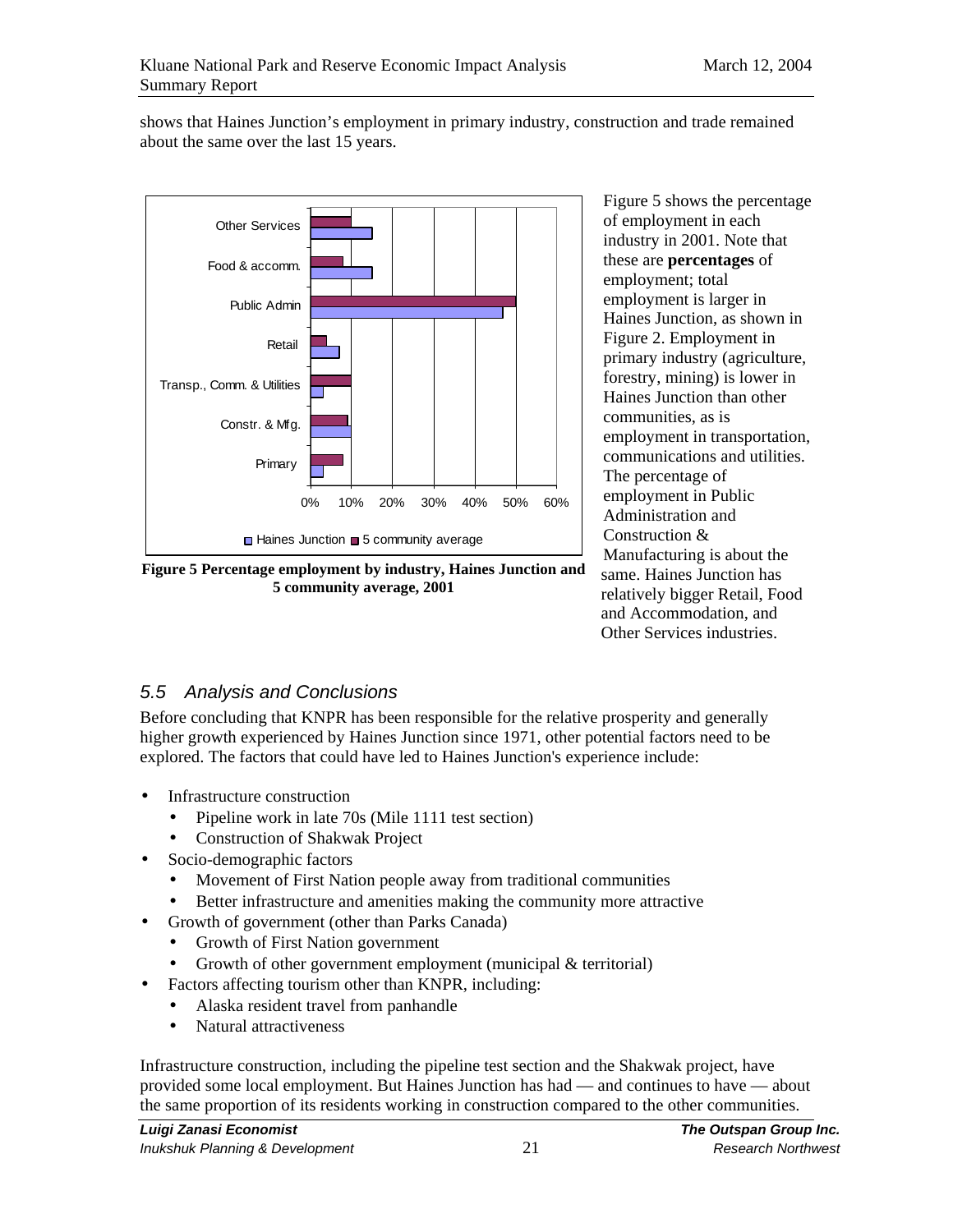shows that Haines Junction's employment in primary industry, construction and trade remained about the same over the last 15 years.

**Figure 5 Percentage employment by industry, Haines Junction and 5 community average, 2001**

Figure 5 shows the percentage of employment in each industry in 2001. Note that these are **percentages** of employment; total employment is larger in Haines Junction, as shown in Figure 2. Employment in primary industry (agriculture, forestry, mining) is lower in Haines Junction than other communities, as is employment in transportation, communications and utilities. The percentage of employment in Public Administration and Construction & Manufacturing is about the same. Haines Junction has relatively bigger Retail, Food and Accommodation, and Other Services industries.

## *5.5 Analysis and Conclusions*

Before concluding that KNPR has been responsible for the relative prosperity and generally higher growth experienced by Haines Junction since 1971, other potential factors need to be explored. The factors that could have led to Haines Junction's experience include:

- Infrastructure construction
  - Pipeline work in late 70s (Mile 1111 test section)
  - Construction of Shakwak Project
- Socio-demographic factors
  - Movement of First Nation people away from traditional communities
  - Better infrastructure and amenities making the community more attractive
- Growth of government (other than Parks Canada)
  - Growth of First Nation government
  - Growth of other government employment (municipal & territorial)
- Factors affecting tourism other than KNPR, including:
  - Alaska resident travel from panhandle
  - Natural attractiveness

Infrastructure construction, including the pipeline test section and the Shakwak project, have provided some local employment. But Haines Junction has had — and continues to have — about the same proportion of its residents working in construction compared to the other communities.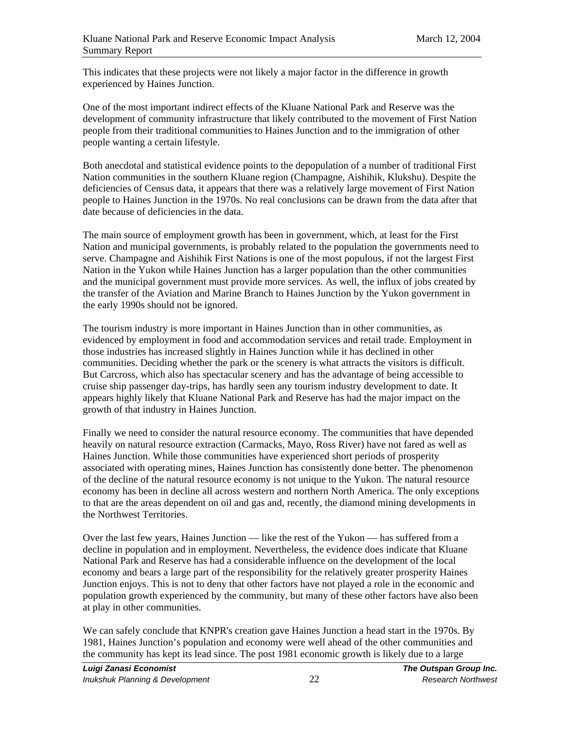This indicates that these projects were not likely a major factor in the difference in growth experienced by Haines Junction.

One of the most important indirect effects of the Kluane National Park and Reserve was the development of community infrastructure that likely contributed to the movement of First Nation people from their traditional communities to Haines Junction and to the immigration of other people wanting a certain lifestyle.

Both anecdotal and statistical evidence points to the depopulation of a number of traditional First Nation communities in the southern Kluane region (Champagne, Aishihik, Klukshu). Despite the deficiencies of Census data, it appears that there was a relatively large movement of First Nation people to Haines Junction in the 1970s. No real conclusions can be drawn from the data after that date because of deficiencies in the data.

The main source of employment growth has been in government, which, at least for the First Nation and municipal governments, is probably related to the population the governments need to serve. Champagne and Aishihik First Nations is one of the most populous, if not the largest First Nation in the Yukon while Haines Junction has a larger population than the other communities and the municipal government must provide more services. As well, the influx of jobs created by the transfer of the Aviation and Marine Branch to Haines Junction by the Yukon government in the early 1990s should not be ignored.

The tourism industry is more important in Haines Junction than in other communities, as evidenced by employment in food and accommodation services and retail trade. Employment in those industries has increased slightly in Haines Junction while it has declined in other communities. Deciding whether the park or the scenery is what attracts the visitors is difficult. But Carcross, which also has spectacular scenery and has the advantage of being accessible to cruise ship passenger day-trips, has hardly seen any tourism industry development to date. It appears highly likely that Kluane National Park and Reserve has had the major impact on the growth of that industry in Haines Junction.

Finally we need to consider the natural resource economy. The communities that have depended heavily on natural resource extraction (Carmacks, Mayo, Ross River) have not fared as well as Haines Junction. While those communities have experienced short periods of prosperity associated with operating mines, Haines Junction has consistently done better. The phenomenon of the decline of the natural resource economy is not unique to the Yukon. The natural resource economy has been in decline all across western and northern North America. The only exceptions to that are the areas dependent on oil and gas and, recently, the diamond mining developments in the Northwest Territories.

Over the last few years, Haines Junction — like the rest of the Yukon — has suffered from a decline in population and in employment. Nevertheless, the evidence does indicate that Kluane National Park and Reserve has had a considerable influence on the development of the local economy and bears a large part of the responsibility for the relatively greater prosperity Haines Junction enjoys. This is not to deny that other factors have not played a role in the economic and population growth experienced by the community, but many of these other factors have also been at play in other communities.

We can safely conclude that KNPR's creation gave Haines Junction a head start in the 1970s. By 1981, Haines Junction's population and economy were well ahead of the other communities and the community has kept its lead since. The post 1981 economic growth is likely due to a large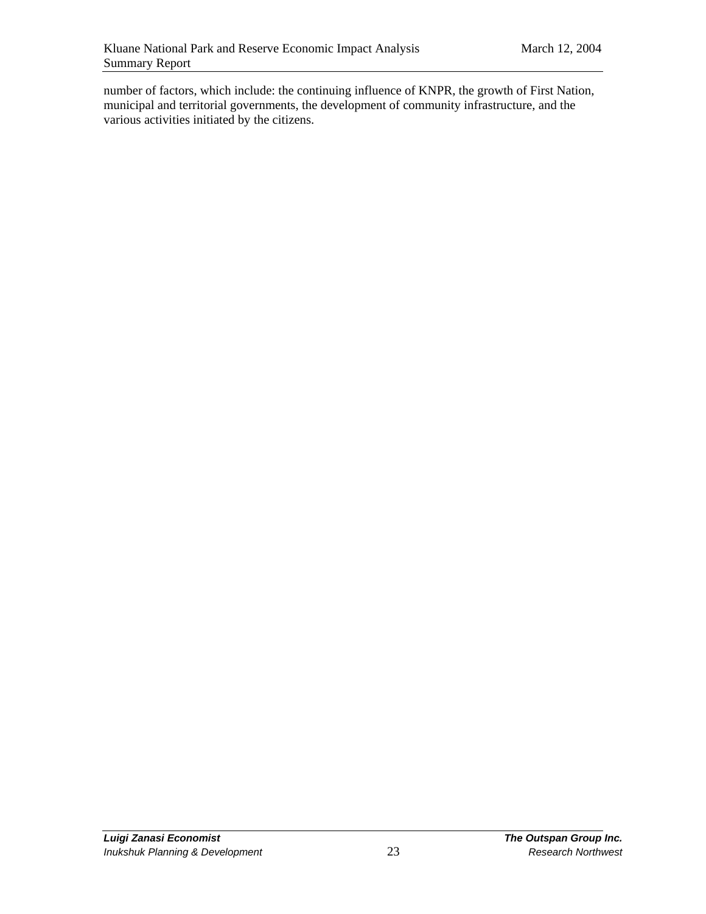number of factors, which include: the continuing influence of KNPR, the growth of First Nation, municipal and territorial governments, the development of community infrastructure, and the various activities initiated by the citizens.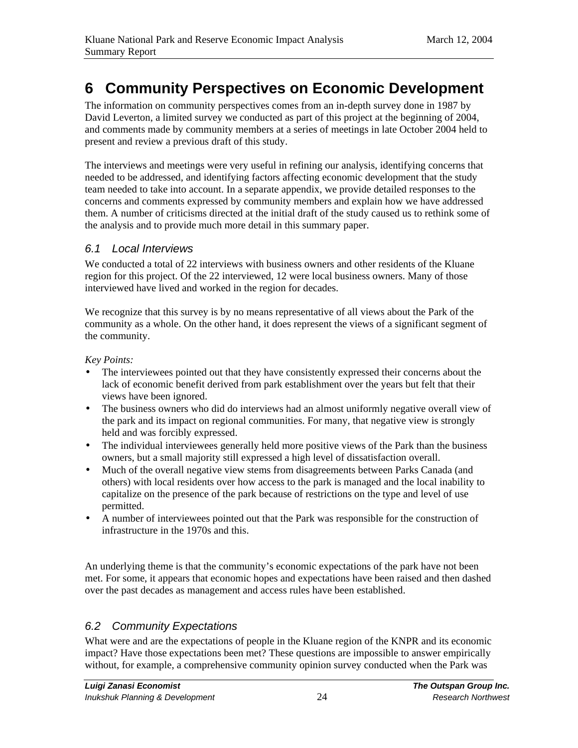# 6 Community Perspectives on Economic Development

The information on community perspectives comes from an in-depth survey done in 1987 by David Leverton, a limited survey we conducted as part of this project at the beginning of 2004, and comments made by community members at a series of meetings in late October 2004 held to present and review a previous draft of this study.

The interviews and meetings were very useful in refining our analysis, identifying concerns that needed to be addressed, and identifying factors affecting economic development that the study team needed to take into account. In a separate appendix, we provide detailed responses to the concerns and comments expressed by community members and explain how we have addressed them. A number of criticisms directed at the initial draft of the study caused us to rethink some of the analysis and to provide much more detail in this summary paper.

## *6.1 Local Interviews*

We conducted a total of 22 interviews with business owners and other residents of the Kluane region for this project. Of the 22 interviewed, 12 were local business owners. Many of those interviewed have lived and worked in the region for decades.

We recognize that this survey is by no means representative of all views about the Park of the community as a whole. On the other hand, it does represent the views of a significant segment of the community.

*Key Points:*

- The interviewees pointed out that they have consistently expressed their concerns about the lack of economic benefit derived from park establishment over the years but felt that their views have been ignored.
- The business owners who did do interviews had an almost uniformly negative overall view of the park and its impact on regional communities. For many, that negative view is strongly held and was forcibly expressed.
- The individual interviewees generally held more positive views of the Park than the business owners, but a small majority still expressed a high level of dissatisfaction overall.
- Much of the overall negative view stems from disagreements between Parks Canada (and others) with local residents over how access to the park is managed and the local inability to capitalize on the presence of the park because of restrictions on the type and level of use permitted.
- A number of interviewees pointed out that the Park was responsible for the construction of infrastructure in the 1970s and this.

An underlying theme is that the community's economic expectations of the park have not been met. For some, it appears that economic hopes and expectations have been raised and then dashed over the past decades as management and access rules have been established.

## *6.2 Community Expectations*

What were and are the expectations of people in the Kluane region of the KNPR and its economic impact? Have those expectations been met? These questions are impossible to answer empirically without, for example, a comprehensive community opinion survey conducted when the Park was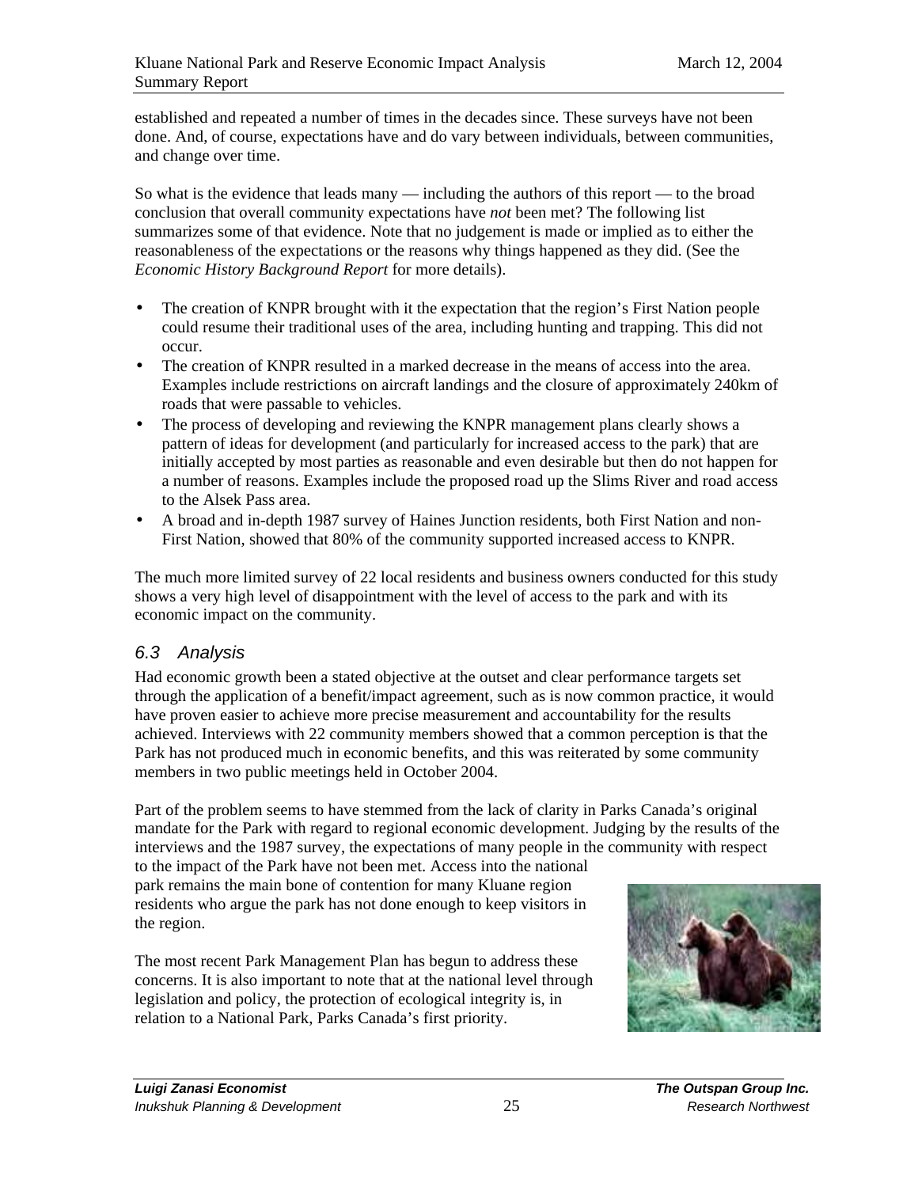established and repeated a number of times in the decades since. These surveys have not been done. And, of course, expectations have and do vary between individuals, between communities, and change over time.

So what is the evidence that leads many — including the authors of this report — to the broad conclusion that overall community expectations have *not* been met? The following list summarizes some of that evidence. Note that no judgement is made or implied as to either the reasonableness of the expectations or the reasons why things happened as they did. (See the *Economic History Background Report* for more details).

- The creation of KNPR brought with it the expectation that the region's First Nation people could resume their traditional uses of the area, including hunting and trapping. This did not occur.
- The creation of KNPR resulted in a marked decrease in the means of access into the area. Examples include restrictions on aircraft landings and the closure of approximately 240km of roads that were passable to vehicles.
- The process of developing and reviewing the KNPR management plans clearly shows a pattern of ideas for development (and particularly for increased access to the park) that are initially accepted by most parties as reasonable and even desirable but then do not happen for a number of reasons. Examples include the proposed road up the Slims River and road access to the Alsek Pass area.
- A broad and in-depth 1987 survey of Haines Junction residents, both First Nation and non-First Nation, showed that 80% of the community supported increased access to KNPR.

The much more limited survey of 22 local residents and business owners conducted for this study shows a very high level of disappointment with the level of access to the park and with its economic impact on the community.

### 6.3 Analysis

Had economic growth been a stated objective at the outset and clear performance targets set through the application of a benefit/impact agreement, such as is now common practice, it would have proven easier to achieve more precise measurement and accountability for the results achieved. Interviews with 22 community members showed that a common perception is that the Park has not produced much in economic benefits, and this was reiterated by some community members in two public meetings held in October 2004.

Part of the problem seems to have stemmed from the lack of clarity in Parks Canada's original mandate for the Park with regard to regional economic development. Judging by the results of the interviews and the 1987 survey, the expectations of many people in the community with respect to the impact of the Park have not been met. Access into the national park remains the main bone of contention for many Kluane region residents who argue the park has not done enough to keep visitors in the region.

The most recent Park Management Plan has begun to address these concerns. It is also important to note that at the national level through legislation and policy, the protection of ecological integrity is, in relation to a National Park, Parks Canada's first priority.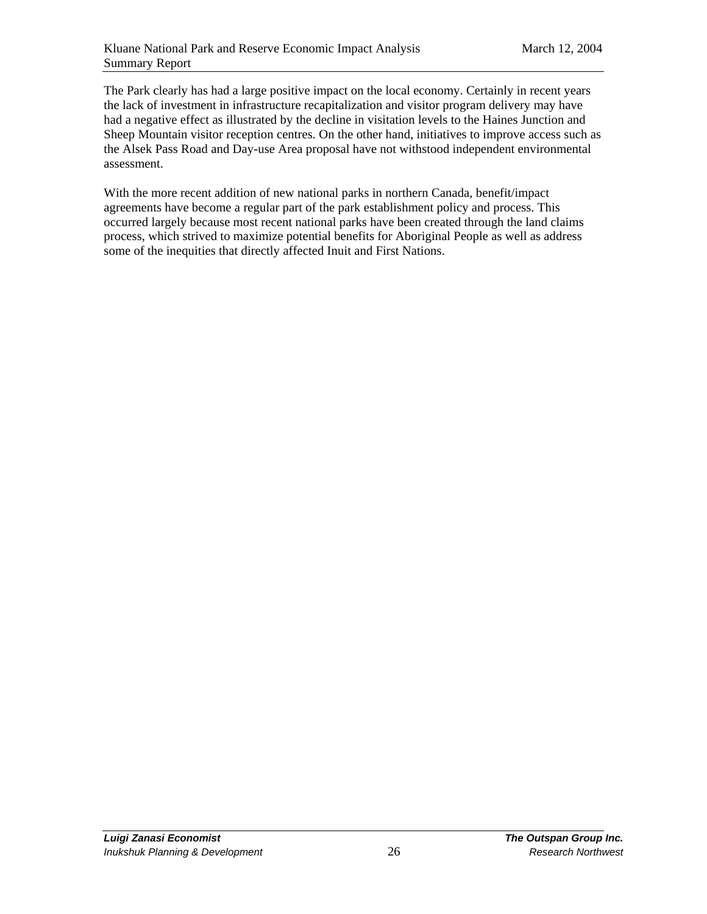The Park clearly has had a large positive impact on the local economy. Certainly in recent years the lack of investment in infrastructure recapitalization and visitor program delivery may have had a negative effect as illustrated by the decline in visitation levels to the Haines Junction and Sheep Mountain visitor reception centres. On the other hand, initiatives to improve access such as the Alsek Pass Road and Day-use Area proposal have not withstood independent environmental assessment.

With the more recent addition of new national parks in northern Canada, benefit/impact agreements have become a regular part of the park establishment policy and process. This occurred largely because most recent national parks have been created through the land claims process, which strived to maximize potential benefits for Aboriginal People as well as address some of the inequities that directly affected Inuit and First Nations.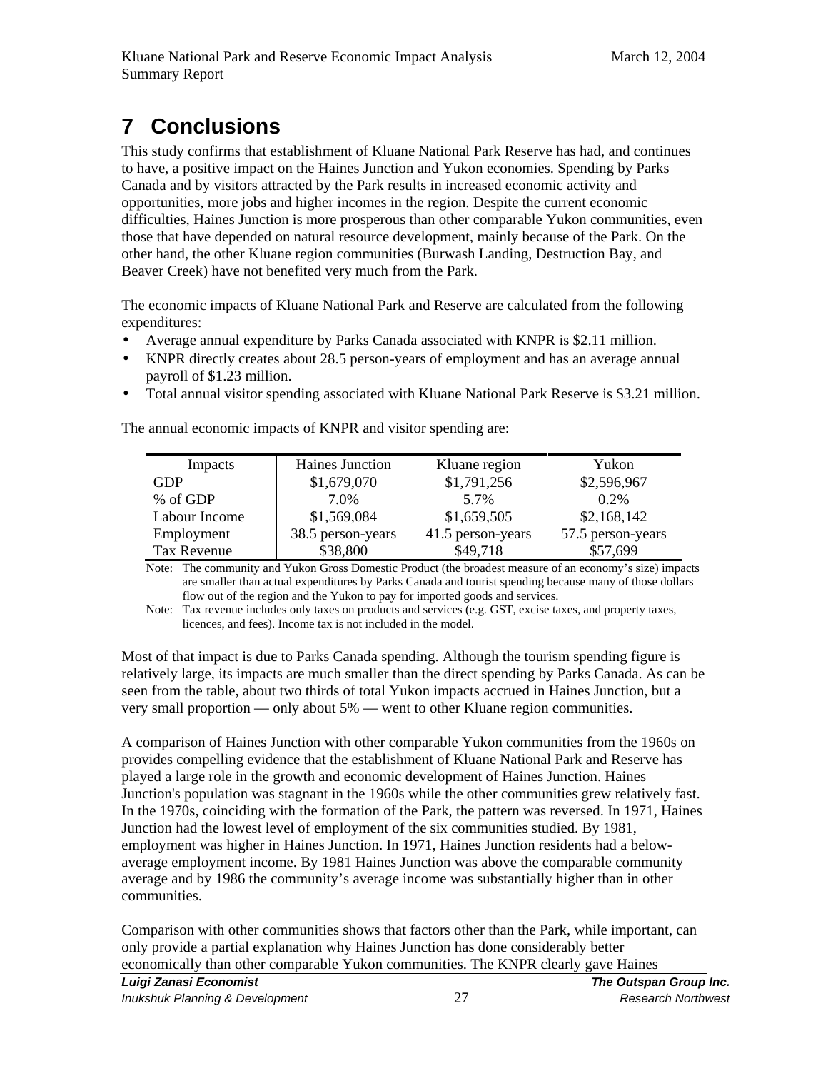# 7 Conclusions

This study confirms that establishment of Kluane National Park Reserve has had, and continues to have, a positive impact on the Haines Junction and Yukon economies. Spending by Parks Canada and by visitors attracted by the Park results in increased economic activity and opportunities, more jobs and higher incomes in the region. Despite the current economic difficulties, Haines Junction is more prosperous than other comparable Yukon communities, even those that have depended on natural resource development, mainly because of the Park. On the other hand, the other Kluane region communities (Burwash Landing, Destruction Bay, and Beaver Creek) have not benefited very much from the Park.

The economic impacts of Kluane National Park and Reserve are calculated from the following expenditures:

- Average annual expenditure by Parks Canada associated with KNPR is $2.11 million.
- KNPR directly creates about 28.5 person-years of employment and has an average annual payroll of $1.23 million.
- Total annual visitor spending associated with Kluane National Park Reserve is $3.21 million.

The annual economic impacts of KNPR and visitor spending are:

| Impacts | Haines Junction | Kluane region | Yukon |
|---|---|---|---|
| GDP | $1,679,070 | $1,791,256 | $2,596,967 |
| % of GDP | 7.0% | 5.7% | 0.2% |
| Labour Income | $1,569,084 | $1,659,505 | $2,168,142 |
| Employment | 38.5 person-years | 41.5 person-years | 57.5 person-years |
| Tax Revenue | $38,800 | $49,718 | $57,699 |

Note: The community and Yukon Gross Domestic Product (the broadest measure of an economy's size) impacts are smaller than actual expenditures by Parks Canada and tourist spending because many of those dollars flow out of the region and the Yukon to pay for imported goods and services.

Note: Tax revenue includes only taxes on products and services (e.g. GST, excise taxes, and property taxes, licences, and fees). Income tax is not included in the model.

Most of that impact is due to Parks Canada spending. Although the tourism spending figure is relatively large, its impacts are much smaller than the direct spending by Parks Canada. As can be seen from the table, about two thirds of total Yukon impacts accrued in Haines Junction, but a very small proportion — only about 5% — went to other Kluane region communities.

A comparison of Haines Junction with other comparable Yukon communities from the 1960s on provides compelling evidence that the establishment of Kluane National Park and Reserve has played a large role in the growth and economic development of Haines Junction. Haines Junction's population was stagnant in the 1960s while the other communities grew relatively fast. In the 1970s, coinciding with the formation of the Park, the pattern was reversed. In 1971, Haines Junction had the lowest level of employment of the six communities studied. By 1981, employment was higher in Haines Junction. In 1971, Haines Junction residents had a below-average employment income. By 1981 Haines Junction was above the comparable community average and by 1986 the community's average income was substantially higher than in other communities.

Comparison with other communities shows that factors other than the Park, while important, can only provide a partial explanation why Haines Junction has done considerably better economically than other comparable Yukon communities. The KNPR clearly gave Haines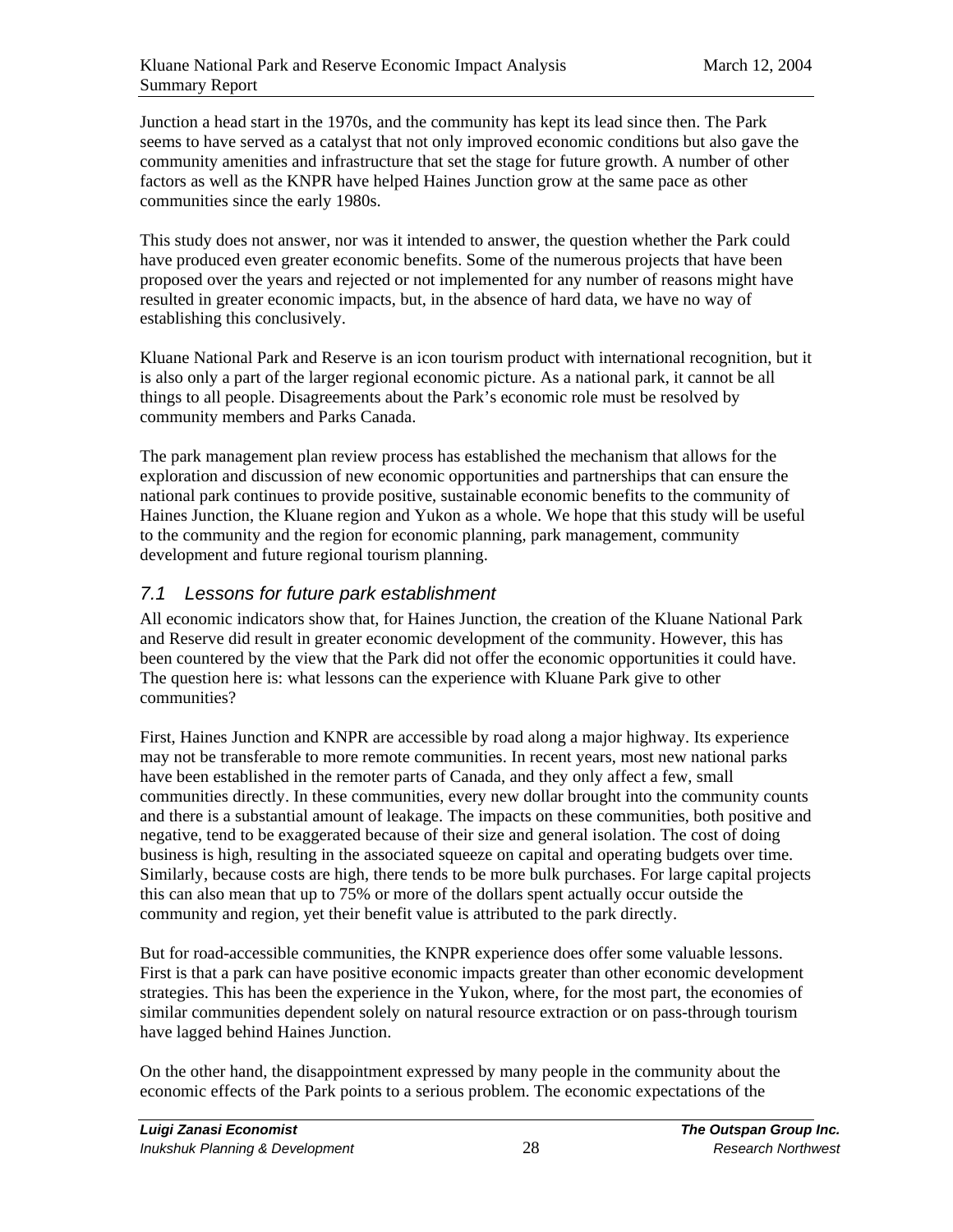Junction a head start in the 1970s, and the community has kept its lead since then. The Park seems to have served as a catalyst that not only improved economic conditions but also gave the community amenities and infrastructure that set the stage for future growth. A number of other factors as well as the KNPR have helped Haines Junction grow at the same pace as other communities since the early 1980s.

This study does not answer, nor was it intended to answer, the question whether the Park could have produced even greater economic benefits. Some of the numerous projects that have been proposed over the years and rejected or not implemented for any number of reasons might have resulted in greater economic impacts, but, in the absence of hard data, we have no way of establishing this conclusively.

Kluane National Park and Reserve is an icon tourism product with international recognition, but it is also only a part of the larger regional economic picture. As a national park, it cannot be all things to all people. Disagreements about the Park's economic role must be resolved by community members and Parks Canada.

The park management plan review process has established the mechanism that allows for the exploration and discussion of new economic opportunities and partnerships that can ensure the national park continues to provide positive, sustainable economic benefits to the community of Haines Junction, the Kluane region and Yukon as a whole. We hope that this study will be useful to the community and the region for economic planning, park management, community development and future regional tourism planning.

## *7.1 Lessons for future park establishment*

All economic indicators show that, for Haines Junction, the creation of the Kluane National Park and Reserve did result in greater economic development of the community. However, this has been countered by the view that the Park did not offer the economic opportunities it could have. The question here is: what lessons can the experience with Kluane Park give to other communities?

First, Haines Junction and KNPR are accessible by road along a major highway. Its experience may not be transferable to more remote communities. In recent years, most new national parks have been established in the remoter parts of Canada, and they only affect a few, small communities directly. In these communities, every new dollar brought into the community counts and there is a substantial amount of leakage. The impacts on these communities, both positive and negative, tend to be exaggerated because of their size and general isolation. The cost of doing business is high, resulting in the associated squeeze on capital and operating budgets over time. Similarly, because costs are high, there tends to be more bulk purchases. For large capital projects this can also mean that up to 75% or more of the dollars spent actually occur outside the community and region, yet their benefit value is attributed to the park directly.

But for road-accessible communities, the KNPR experience does offer some valuable lessons. First is that a park can have positive economic impacts greater than other economic development strategies. This has been the experience in the Yukon, where, for the most part, the economies of similar communities dependent solely on natural resource extraction or on pass-through tourism have lagged behind Haines Junction.

On the other hand, the disappointment expressed by many people in the community about the economic effects of the Park points to a serious problem. The economic expectations of the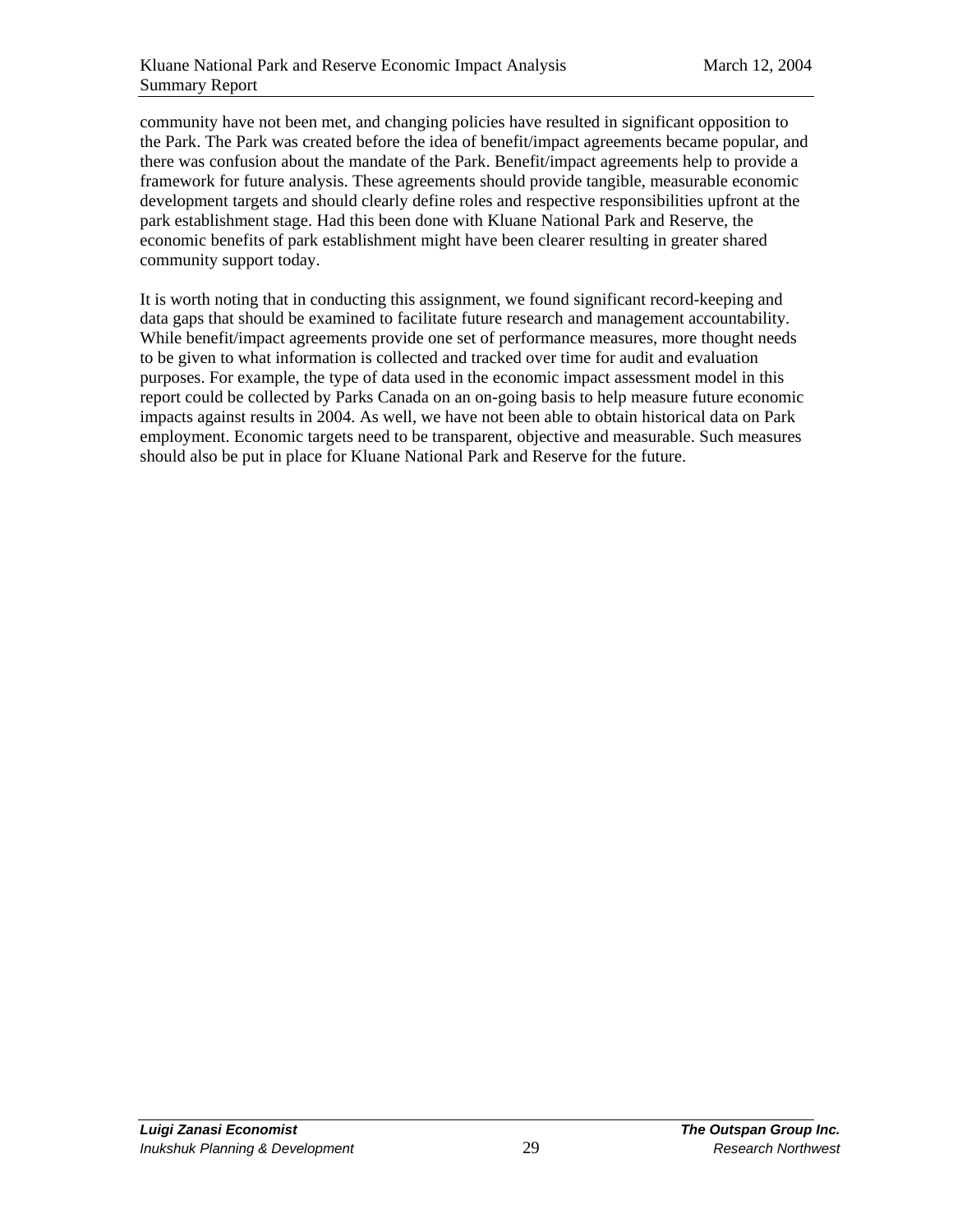community have not been met, and changing policies have resulted in significant opposition to the Park. The Park was created before the idea of benefit/impact agreements became popular, and there was confusion about the mandate of the Park. Benefit/impact agreements help to provide a framework for future analysis. These agreements should provide tangible, measurable economic development targets and should clearly define roles and respective responsibilities upfront at the park establishment stage. Had this been done with Kluane National Park and Reserve, the economic benefits of park establishment might have been clearer resulting in greater shared community support today.

It is worth noting that in conducting this assignment, we found significant record-keeping and data gaps that should be examined to facilitate future research and management accountability. While benefit/impact agreements provide one set of performance measures, more thought needs to be given to what information is collected and tracked over time for audit and evaluation purposes. For example, the type of data used in the economic impact assessment model in this report could be collected by Parks Canada on an on-going basis to help measure future economic impacts against results in 2004. As well, we have not been able to obtain historical data on Park employment. Economic targets need to be transparent, objective and measurable. Such measures should also be put in place for Kluane National Park and Reserve for the future.